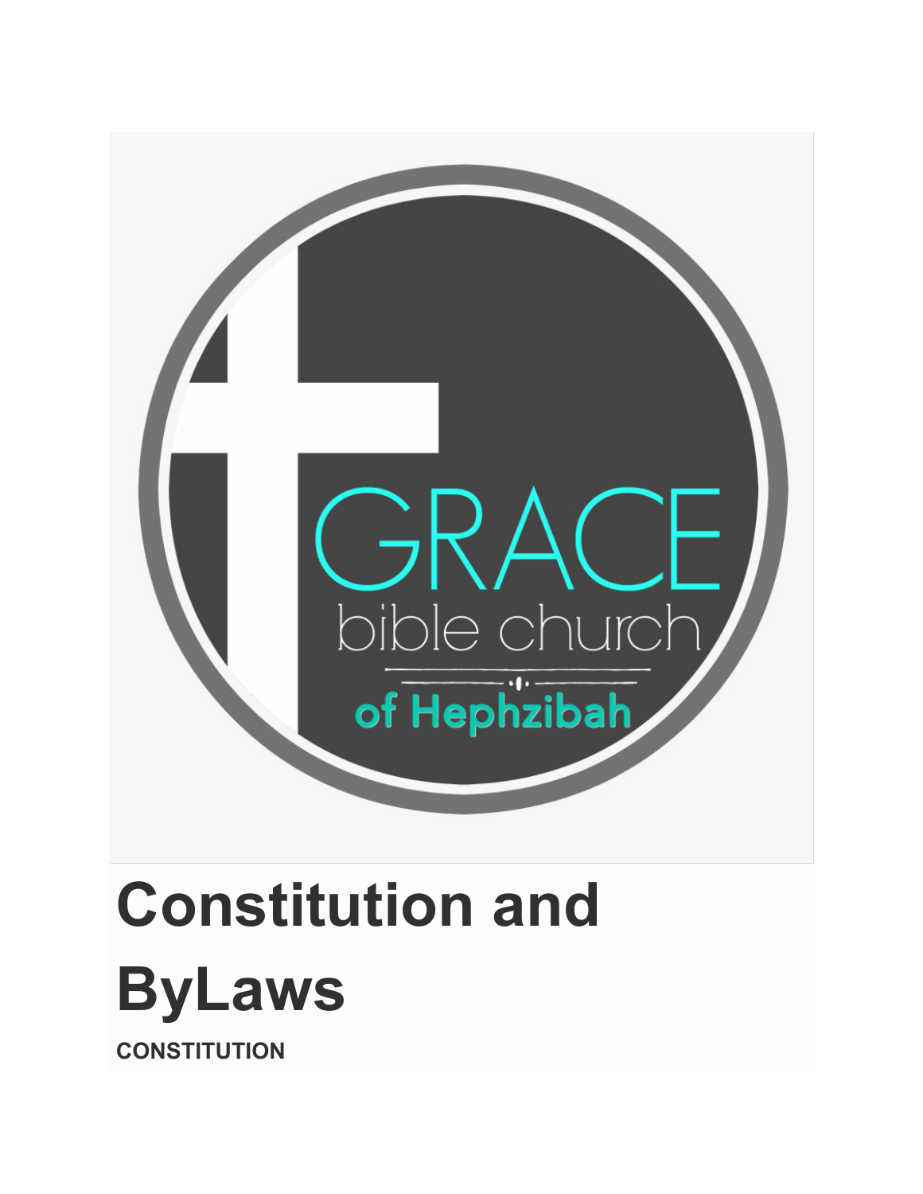# Constitution and ByLaws

**CONSTITUTION**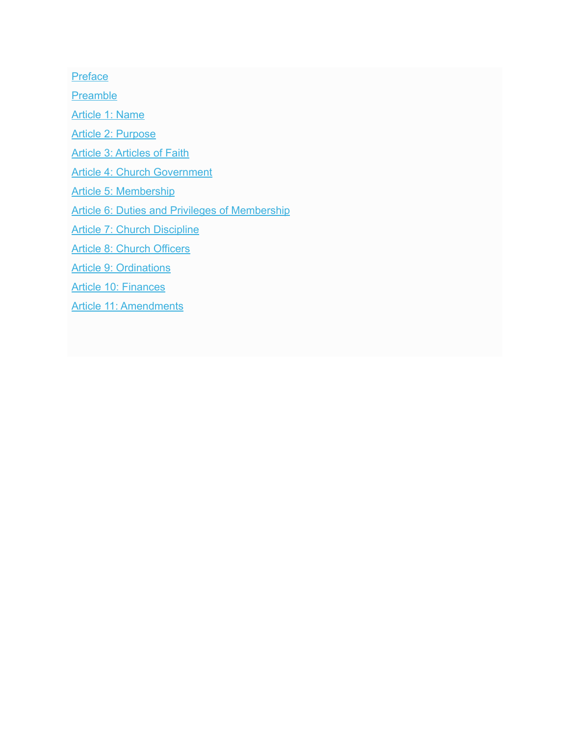Preface

Preamble

Article 1: Name

Article 2: Purpose

Article 3: Articles of Faith

Article 4: Church Government

Article 5: Membership

Article 6: Duties and Privileges of Membership

Article 7: Church Discipline

Article 8: Church Officers

Article 9: Ordinations

Article 10: Finances

Article 11: Amendments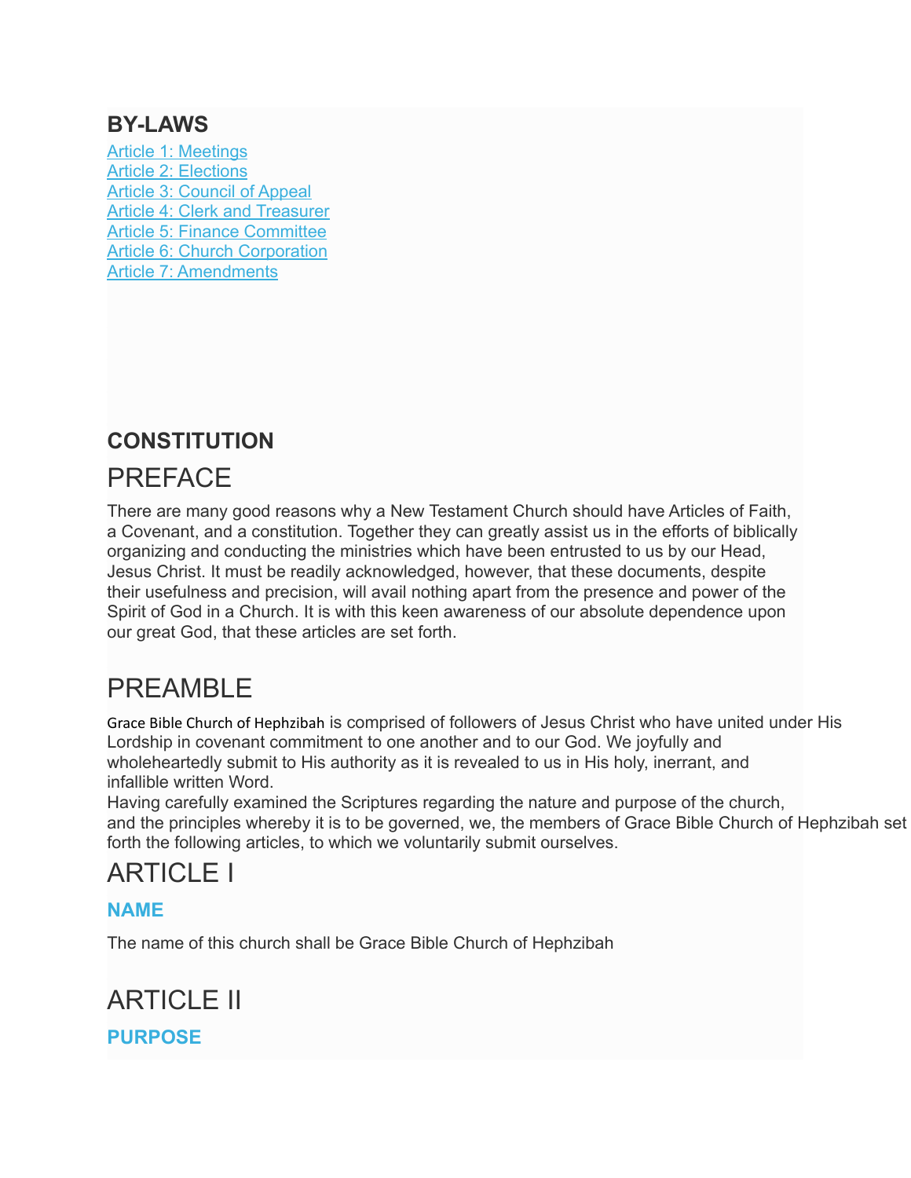## BY-LAWS

[Article 1: Meetings]
[Article 2: Elections]
[Article 3: Council of Appeal]
[Article 4: Clerk and Treasurer]
[Article 5: Finance Committee]
[Article 6: Church Corporation]
[Article 7: Amendments]

## CONSTITUTION

# PREFACE

There are many good reasons why a New Testament Church should have Articles of Faith, a Covenant, and a constitution. Together they can greatly assist us in the efforts of biblically organizing and conducting the ministries which have been entrusted to us by our Head, Jesus Christ. It must be readily acknowledged, however, that these documents, despite their usefulness and precision, will avail nothing apart from the presence and power of the Spirit of God in a Church. It is with this keen awareness of our absolute dependence upon our great God, that these articles are set forth.

# PREAMBLE

Grace Bible Church of Hephzibah is comprised of followers of Jesus Christ who have united under His Lordship in covenant commitment to one another and to our God. We joyfully and wholeheartedly submit to His authority as it is revealed to us in His holy, inerrant, and infallible written Word.
Having carefully examined the Scriptures regarding the nature and purpose of the church, and the principles whereby it is to be governed, we, the members of Grace Bible Church of Hephzibah set forth the following articles, to which we voluntarily submit ourselves.

# ARTICLE I

### NAME

The name of this church shall be Grace Bible Church of Hephzibah

# ARTICLE II

### PURPOSE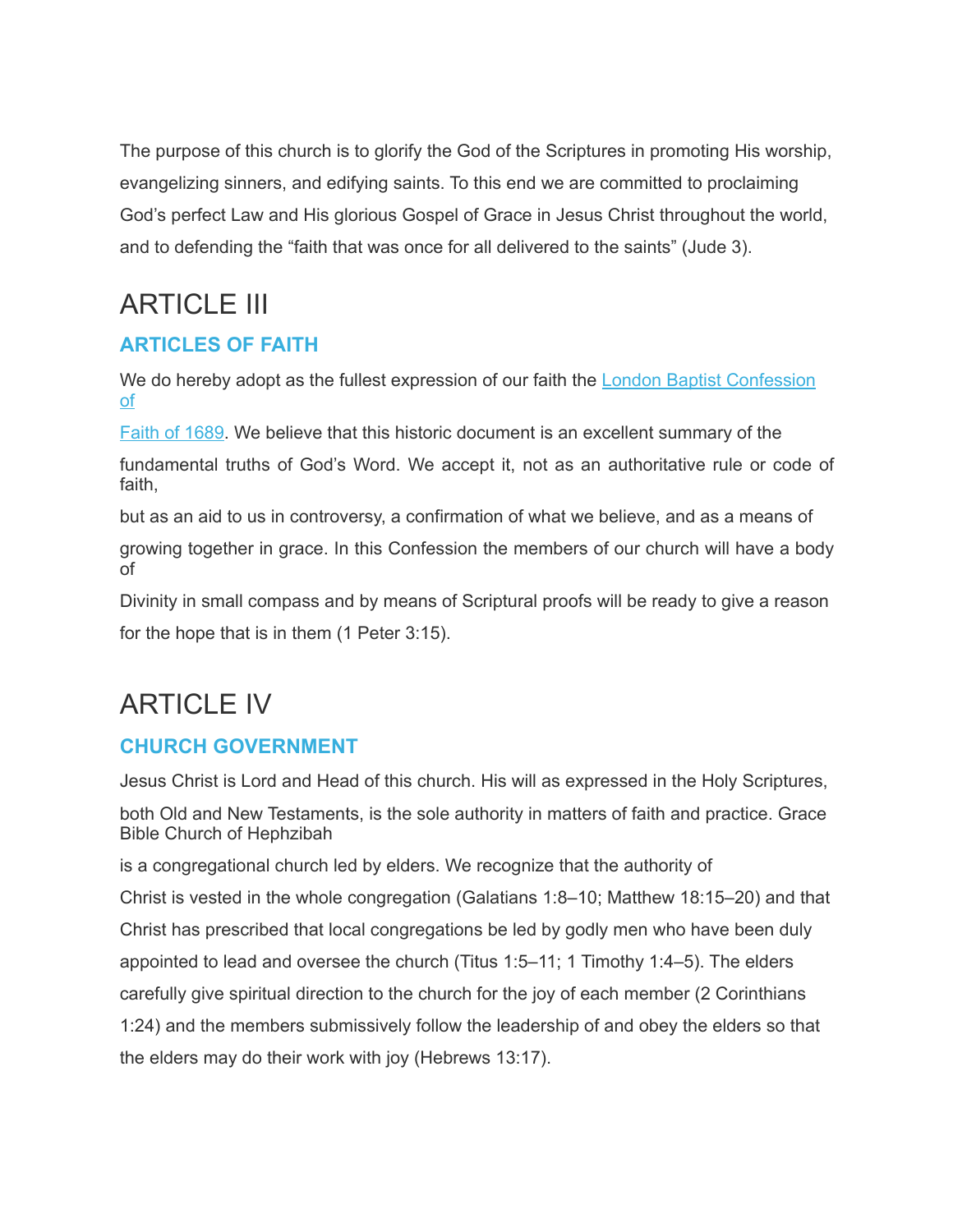The purpose of this church is to glorify the God of the Scriptures in promoting His worship, evangelizing sinners, and edifying saints. To this end we are committed to proclaiming God's perfect Law and His glorious Gospel of Grace in Jesus Christ throughout the world, and to defending the "faith that was once for all delivered to the saints" (Jude 3).

# ARTICLE III

### ARTICLES OF FAITH

We do hereby adopt as the fullest expression of our faith the London Baptist Confession of Faith of 1689. We believe that this historic document is an excellent summary of the fundamental truths of God's Word. We accept it, not as an authoritative rule or code of faith, but as an aid to us in controversy, a confirmation of what we believe, and as a means of growing together in grace. In this Confession the members of our church will have a body of Divinity in small compass and by means of Scriptural proofs will be ready to give a reason for the hope that is in them (1 Peter 3:15).

# ARTICLE IV

### CHURCH GOVERNMENT

Jesus Christ is Lord and Head of this church. His will as expressed in the Holy Scriptures, both Old and New Testaments, is the sole authority in matters of faith and practice. Grace Bible Church of Hephzibah is a congregational church led by elders. We recognize that the authority of Christ is vested in the whole congregation (Galatians 1:8–10; Matthew 18:15–20) and that Christ has prescribed that local congregations be led by godly men who have been duly appointed to lead and oversee the church (Titus 1:5–11; 1 Timothy 1:4–5). The elders carefully give spiritual direction to the church for the joy of each member (2 Corinthians 1:24) and the members submissively follow the leadership of and obey the elders so that the elders may do their work with joy (Hebrews 13:17).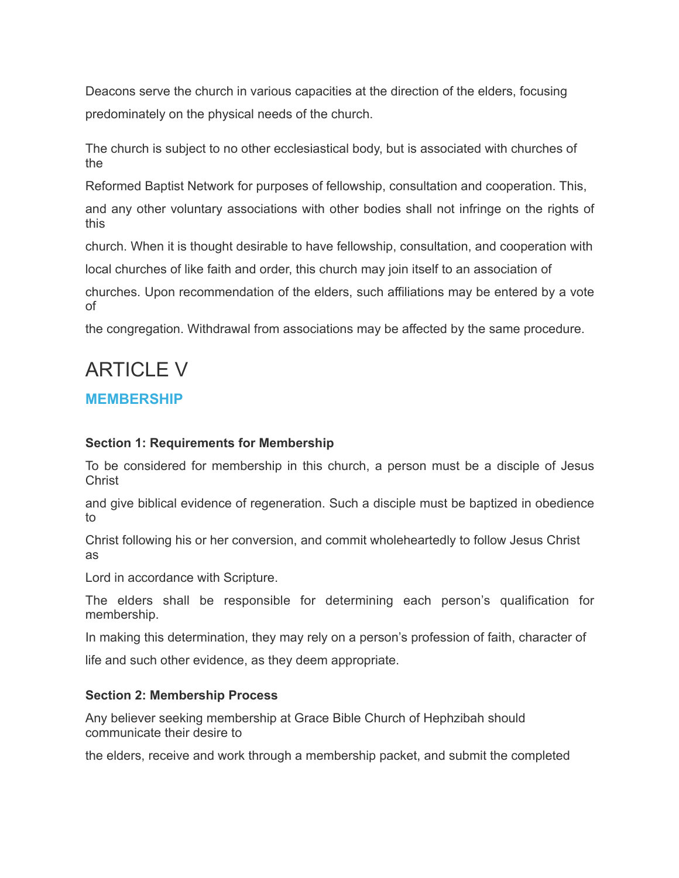Deacons serve the church in various capacities at the direction of the elders, focusing predominately on the physical needs of the church.

The church is subject to no other ecclesiastical body, but is associated with churches of the Reformed Baptist Network for purposes of fellowship, consultation and cooperation. This, and any other voluntary associations with other bodies shall not infringe on the rights of this church. When it is thought desirable to have fellowship, consultation, and cooperation with local churches of like faith and order, this church may join itself to an association of churches. Upon recommendation of the elders, such affiliations may be entered by a vote of the congregation. Withdrawal from associations may be affected by the same procedure.

# ARTICLE V

## MEMBERSHIP

### Section 1: Requirements for Membership

To be considered for membership in this church, a person must be a disciple of Jesus Christ and give biblical evidence of regeneration. Such a disciple must be baptized in obedience to Christ following his or her conversion, and commit wholeheartedly to follow Jesus Christ as Lord in accordance with Scripture.

The elders shall be responsible for determining each person's qualification for membership. In making this determination, they may rely on a person's profession of faith, character of life and such other evidence, as they deem appropriate.

### Section 2: Membership Process

Any believer seeking membership at Grace Bible Church of Hephzibah should communicate their desire to the elders, receive and work through a membership packet, and submit the completed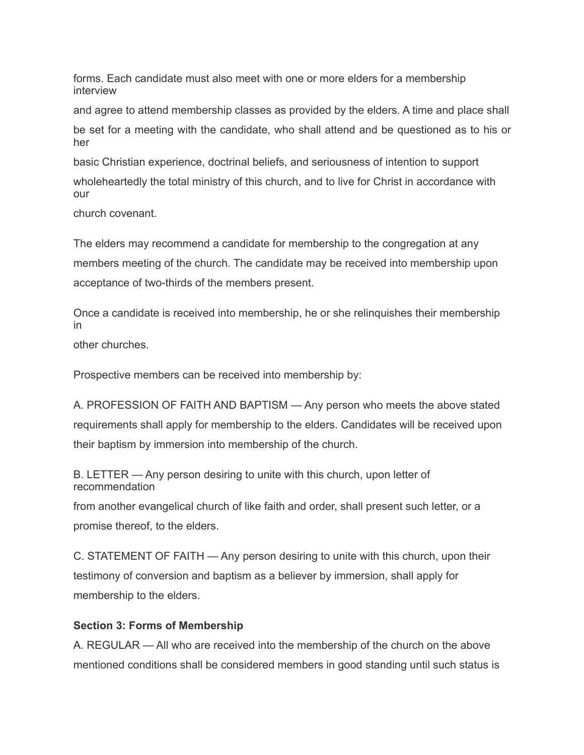forms. Each candidate must also meet with one or more elders for a membership interview and agree to attend membership classes as provided by the elders. A time and place shall be set for a meeting with the candidate, who shall attend and be questioned as to his or her basic Christian experience, doctrinal beliefs, and seriousness of intention to support wholeheartedly the total ministry of this church, and to live for Christ in accordance with our church covenant.

The elders may recommend a candidate for membership to the congregation at any members meeting of the church. The candidate may be received into membership upon acceptance of two-thirds of the members present.

Once a candidate is received into membership, he or she relinquishes their membership in other churches.

Prospective members can be received into membership by:

A. PROFESSION OF FAITH AND BAPTISM — Any person who meets the above stated requirements shall apply for membership to the elders. Candidates will be received upon their baptism by immersion into membership of the church.

B. LETTER — Any person desiring to unite with this church, upon letter of recommendation from another evangelical church of like faith and order, shall present such letter, or a promise thereof, to the elders.

C. STATEMENT OF FAITH — Any person desiring to unite with this church, upon their testimony of conversion and baptism as a believer by immersion, shall apply for membership to the elders.

**Section 3: Forms of Membership**

A. REGULAR — All who are received into the membership of the church on the above mentioned conditions shall be considered members in good standing until such status is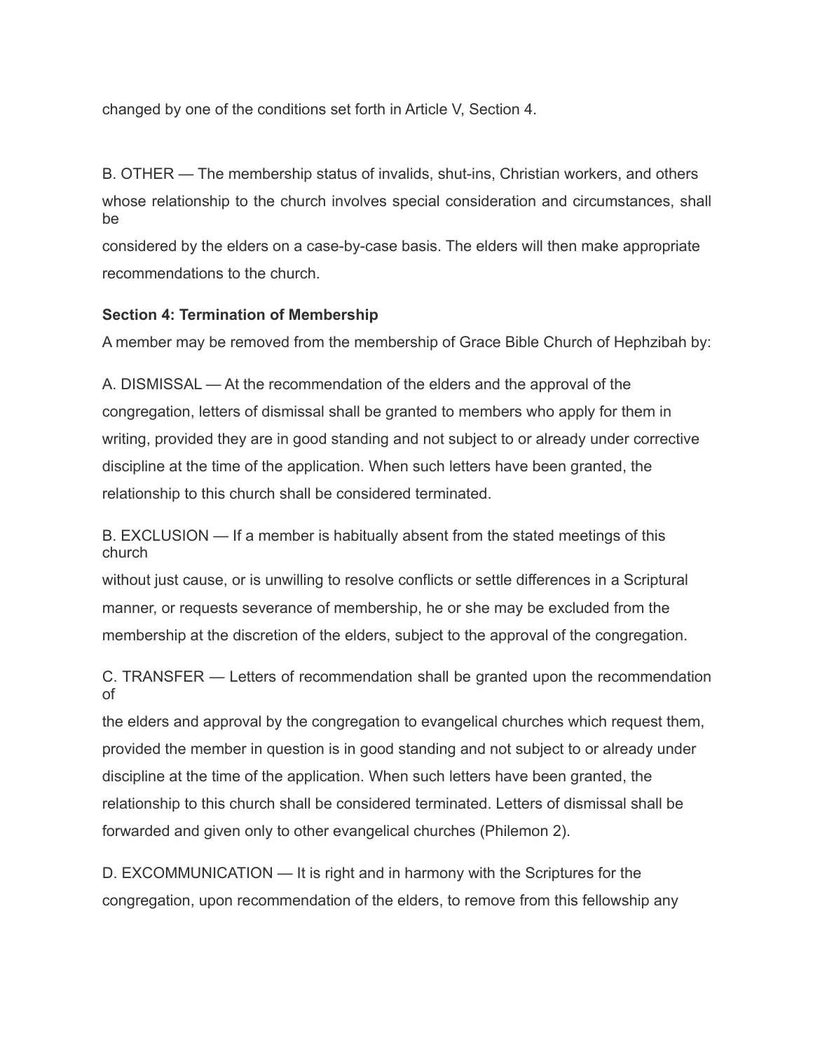changed by one of the conditions set forth in Article V, Section 4.

B. OTHER — The membership status of invalids, shut-ins, Christian workers, and others whose relationship to the church involves special consideration and circumstances, shall be considered by the elders on a case-by-case basis. The elders will then make appropriate recommendations to the church.

**Section 4: Termination of Membership**

A member may be removed from the membership of Grace Bible Church of Hephzibah by:

A. DISMISSAL — At the recommendation of the elders and the approval of the congregation, letters of dismissal shall be granted to members who apply for them in writing, provided they are in good standing and not subject to or already under corrective discipline at the time of the application. When such letters have been granted, the relationship to this church shall be considered terminated.

B. EXCLUSION — If a member is habitually absent from the stated meetings of this church without just cause, or is unwilling to resolve conflicts or settle differences in a Scriptural manner, or requests severance of membership, he or she may be excluded from the membership at the discretion of the elders, subject to the approval of the congregation.

C. TRANSFER — Letters of recommendation shall be granted upon the recommendation of the elders and approval by the congregation to evangelical churches which request them, provided the member in question is in good standing and not subject to or already under discipline at the time of the application. When such letters have been granted, the relationship to this church shall be considered terminated. Letters of dismissal shall be forwarded and given only to other evangelical churches (Philemon 2).

D. EXCOMMUNICATION — It is right and in harmony with the Scriptures for the congregation, upon recommendation of the elders, to remove from this fellowship any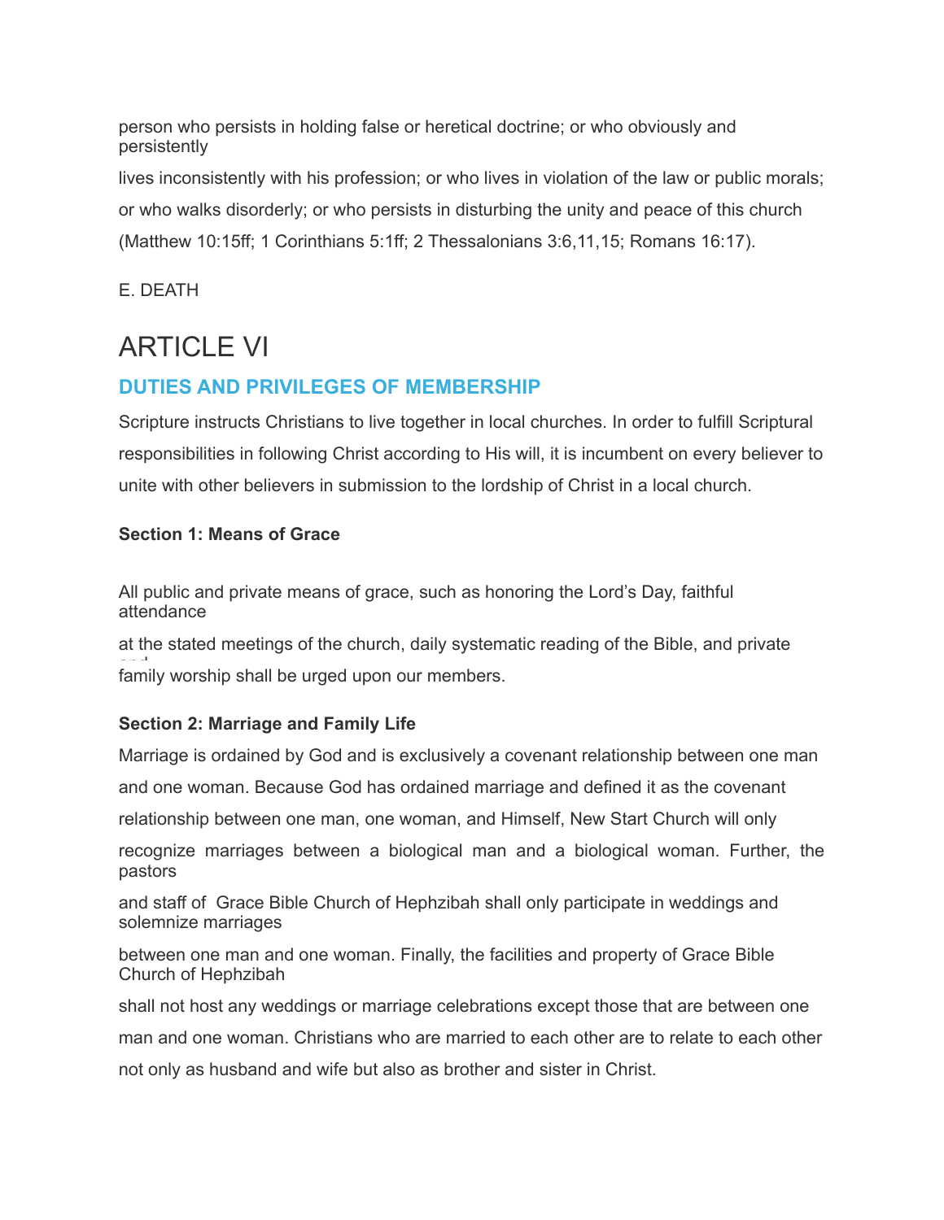person who persists in holding false or heretical doctrine; or who obviously and persistently lives inconsistently with his profession; or who lives in violation of the law or public morals; or who walks disorderly; or who persists in disturbing the unity and peace of this church (Matthew 10:15ff; 1 Corinthians 5:1ff; 2 Thessalonians 3:6,11,15; Romans 16:17).

E. DEATH

# ARTICLE VI

## DUTIES AND PRIVILEGES OF MEMBERSHIP

Scripture instructs Christians to live together in local churches. In order to fulfill Scriptural responsibilities in following Christ according to His will, it is incumbent on every believer to unite with other believers in submission to the lordship of Christ in a local church.

**Section 1: Means of Grace**

All public and private means of grace, such as honoring the Lord's Day, faithful attendance at the stated meetings of the church, daily systematic reading of the Bible, and private and family worship shall be urged upon our members.

**Section 2: Marriage and Family Life**

Marriage is ordained by God and is exclusively a covenant relationship between one man and one woman. Because God has ordained marriage and defined it as the covenant relationship between one man, one woman, and Himself, New Start Church will only recognize marriages between a biological man and a biological woman. Further, the pastors and staff of Grace Bible Church of Hephzibah shall only participate in weddings and solemnize marriages between one man and one woman. Finally, the facilities and property of Grace Bible Church of Hephzibah shall not host any weddings or marriage celebrations except those that are between one man and one woman. Christians who are married to each other are to relate to each other not only as husband and wife but also as brother and sister in Christ.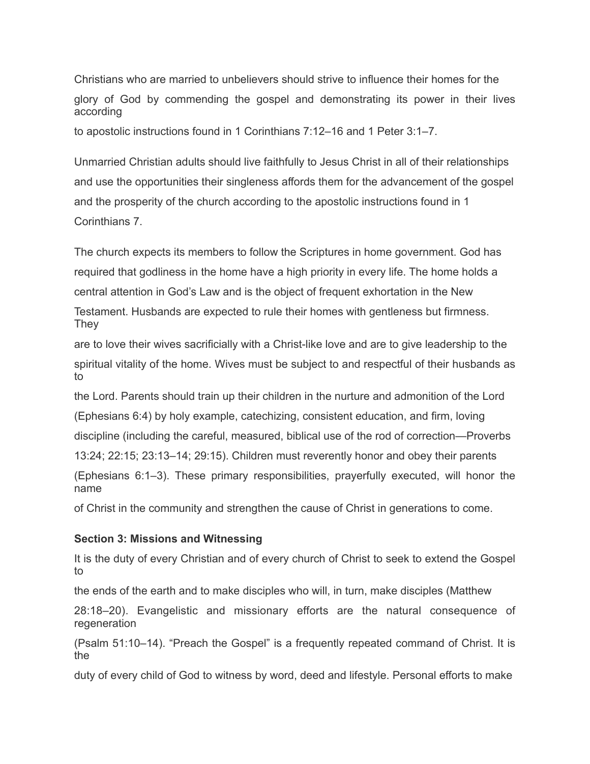Christians who are married to unbelievers should strive to influence their homes for the glory of God by commending the gospel and demonstrating its power in their lives according to apostolic instructions found in 1 Corinthians 7:12–16 and 1 Peter 3:1–7.

Unmarried Christian adults should live faithfully to Jesus Christ in all of their relationships and use the opportunities their singleness affords them for the advancement of the gospel and the prosperity of the church according to the apostolic instructions found in 1 Corinthians 7.

The church expects its members to follow the Scriptures in home government. God has required that godliness in the home have a high priority in every life. The home holds a central attention in God's Law and is the object of frequent exhortation in the New Testament. Husbands are expected to rule their homes with gentleness but firmness. They are to love their wives sacrificially with a Christ-like love and are to give leadership to the spiritual vitality of the home. Wives must be subject to and respectful of their husbands as to the Lord. Parents should train up their children in the nurture and admonition of the Lord (Ephesians 6:4) by holy example, catechizing, consistent education, and firm, loving discipline (including the careful, measured, biblical use of the rod of correction—Proverbs 13:24; 22:15; 23:13–14; 29:15). Children must reverently honor and obey their parents (Ephesians 6:1–3). These primary responsibilities, prayerfully executed, will honor the name of Christ in the community and strengthen the cause of Christ in generations to come.

**Section 3: Missions and Witnessing**

It is the duty of every Christian and of every church of Christ to seek to extend the Gospel to the ends of the earth and to make disciples who will, in turn, make disciples (Matthew 28:18–20). Evangelistic and missionary efforts are the natural consequence of regeneration (Psalm 51:10–14). "Preach the Gospel" is a frequently repeated command of Christ. It is the duty of every child of God to witness by word, deed and lifestyle. Personal efforts to make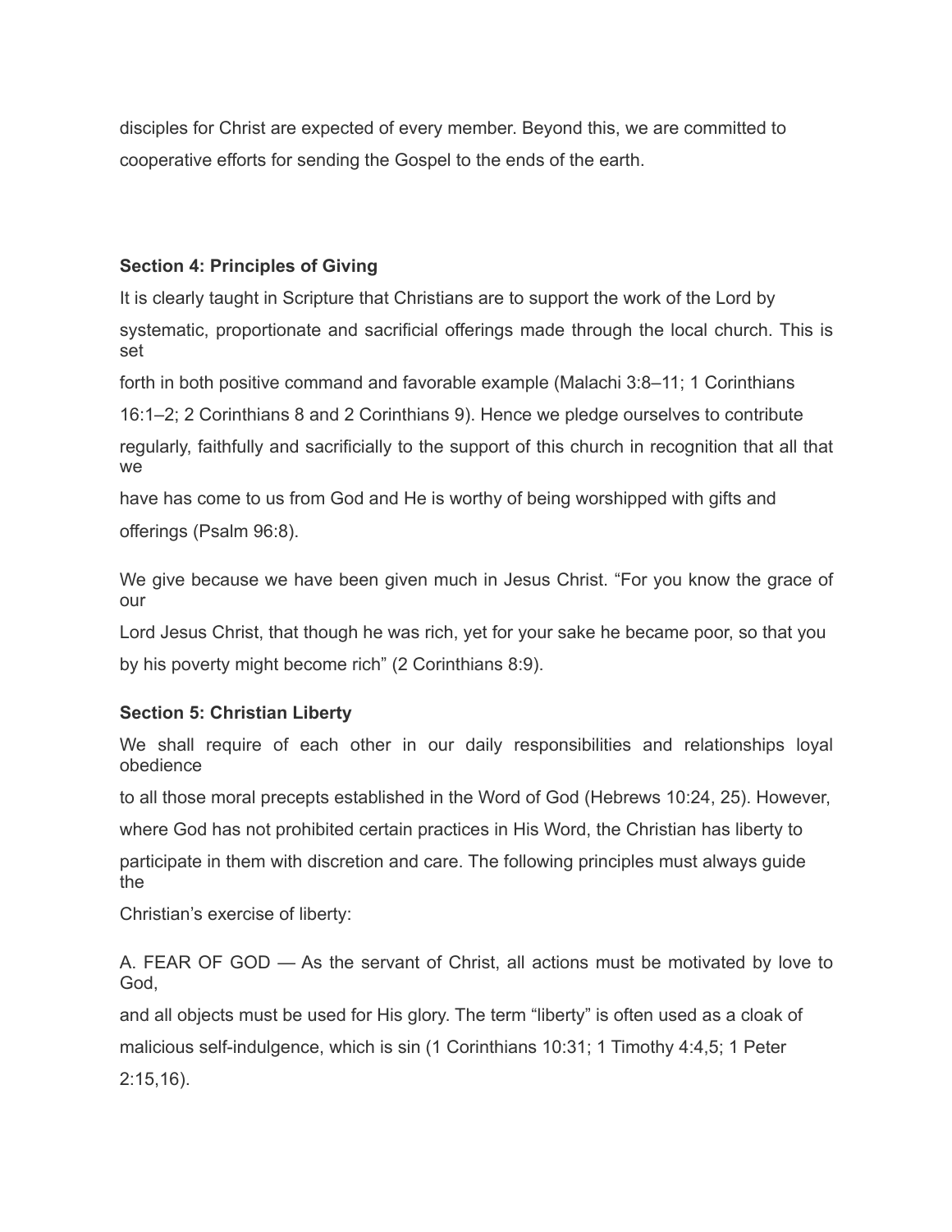disciples for Christ are expected of every member. Beyond this, we are committed to cooperative efforts for sending the Gospel to the ends of the earth.

**Section 4: Principles of Giving**

It is clearly taught in Scripture that Christians are to support the work of the Lord by systematic, proportionate and sacrificial offerings made through the local church. This is set forth in both positive command and favorable example (Malachi 3:8–11; 1 Corinthians 16:1–2; 2 Corinthians 8 and 2 Corinthians 9). Hence we pledge ourselves to contribute regularly, faithfully and sacrificially to the support of this church in recognition that all that we have has come to us from God and He is worthy of being worshipped with gifts and offerings (Psalm 96:8).

We give because we have been given much in Jesus Christ. “For you know the grace of our Lord Jesus Christ, that though he was rich, yet for your sake he became poor, so that you by his poverty might become rich” (2 Corinthians 8:9).

**Section 5: Christian Liberty**

We shall require of each other in our daily responsibilities and relationships loyal obedience to all those moral precepts established in the Word of God (Hebrews 10:24, 25). However, where God has not prohibited certain practices in His Word, the Christian has liberty to participate in them with discretion and care. The following principles must always guide the Christian’s exercise of liberty:

A. FEAR OF GOD — As the servant of Christ, all actions must be motivated by love to God, and all objects must be used for His glory. The term “liberty” is often used as a cloak of malicious self-indulgence, which is sin (1 Corinthians 10:31; 1 Timothy 4:4,5; 1 Peter 2:15,16).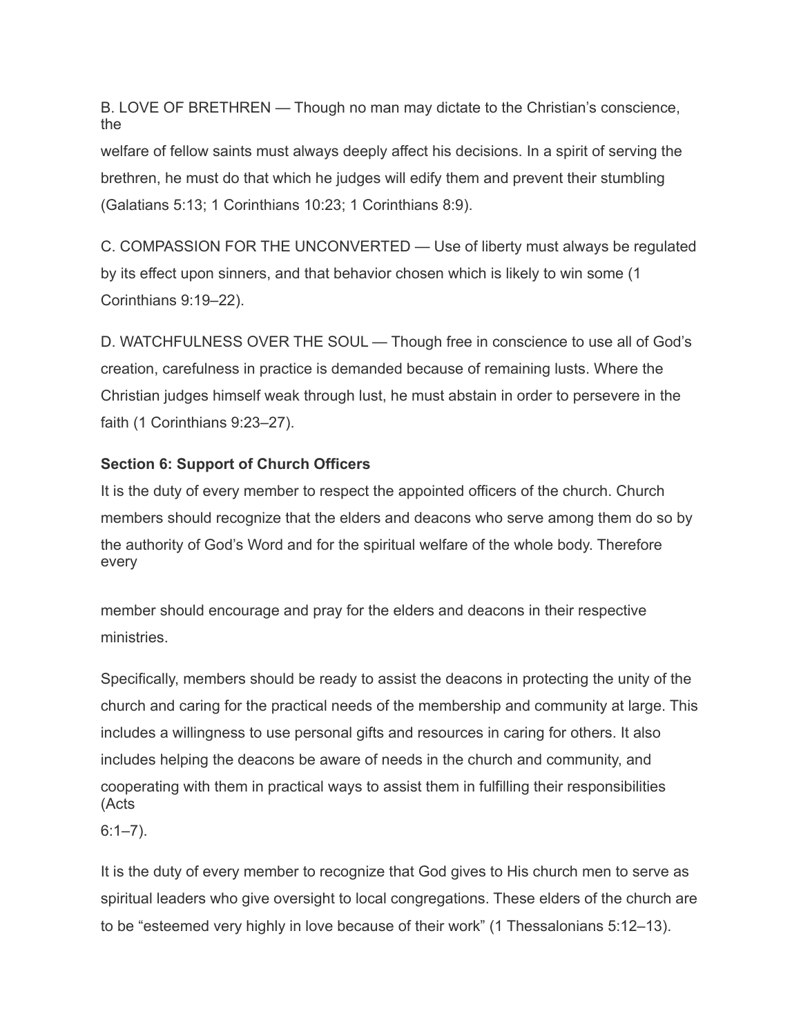B. LOVE OF BRETHREN — Though no man may dictate to the Christian's conscience, the welfare of fellow saints must always deeply affect his decisions. In a spirit of serving the brethren, he must do that which he judges will edify them and prevent their stumbling (Galatians 5:13; 1 Corinthians 10:23; 1 Corinthians 8:9).

C. COMPASSION FOR THE UNCONVERTED — Use of liberty must always be regulated by its effect upon sinners, and that behavior chosen which is likely to win some (1 Corinthians 9:19–22).

D. WATCHFULNESS OVER THE SOUL — Though free in conscience to use all of God's creation, carefulness in practice is demanded because of remaining lusts. Where the Christian judges himself weak through lust, he must abstain in order to persevere in the faith (1 Corinthians 9:23–27).

**Section 6: Support of Church Officers**

It is the duty of every member to respect the appointed officers of the church. Church members should recognize that the elders and deacons who serve among them do so by the authority of God's Word and for the spiritual welfare of the whole body. Therefore every member should encourage and pray for the elders and deacons in their respective ministries.

Specifically, members should be ready to assist the deacons in protecting the unity of the church and caring for the practical needs of the membership and community at large. This includes a willingness to use personal gifts and resources in caring for others. It also includes helping the deacons be aware of needs in the church and community, and cooperating with them in practical ways to assist them in fulfilling their responsibilities (Acts 6:1–7).

It is the duty of every member to recognize that God gives to His church men to serve as spiritual leaders who give oversight to local congregations. These elders of the church are to be "esteemed very highly in love because of their work" (1 Thessalonians 5:12–13).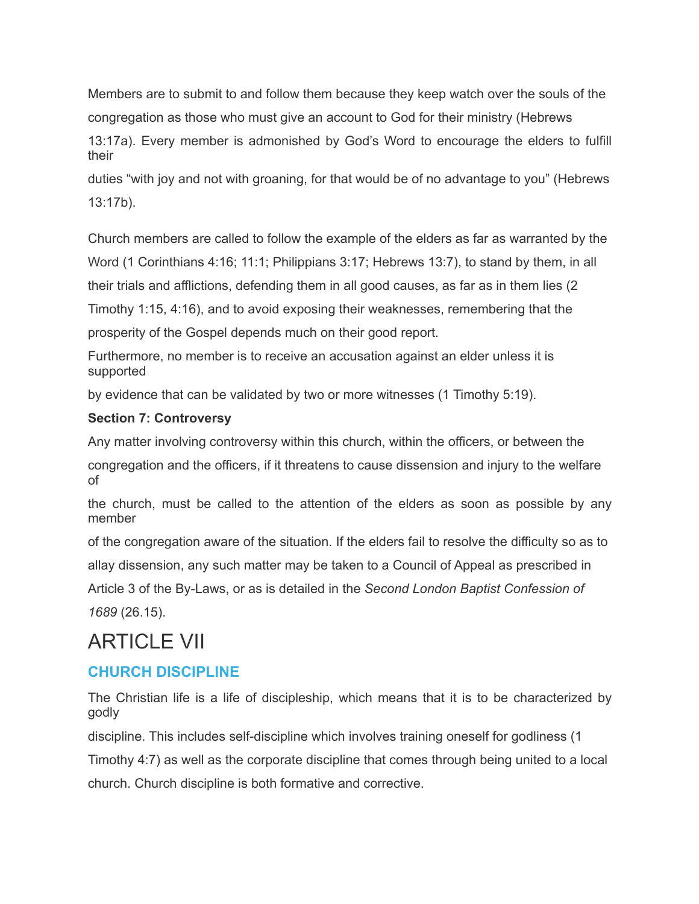Members are to submit to and follow them because they keep watch over the souls of the congregation as those who must give an account to God for their ministry (Hebrews 13:17a). Every member is admonished by God's Word to encourage the elders to fulfill their duties "with joy and not with groaning, for that would be of no advantage to you" (Hebrews 13:17b).

Church members are called to follow the example of the elders as far as warranted by the Word (1 Corinthians 4:16; 11:1; Philippians 3:17; Hebrews 13:7), to stand by them, in all their trials and afflictions, defending them in all good causes, as far as in them lies (2 Timothy 1:15, 4:16), and to avoid exposing their weaknesses, remembering that the prosperity of the Gospel depends much on their good report.

Furthermore, no member is to receive an accusation against an elder unless it is supported by evidence that can be validated by two or more witnesses (1 Timothy 5:19).

**Section 7: Controversy**

Any matter involving controversy within this church, within the officers, or between the congregation and the officers, if it threatens to cause dissension and injury to the welfare of the church, must be called to the attention of the elders as soon as possible by any member of the congregation aware of the situation. If the elders fail to resolve the difficulty so as to allay dissension, any such matter may be taken to a Council of Appeal as prescribed in Article 3 of the By-Laws, or as is detailed in the *Second London Baptist Confession of 1689* (26.15).

# ARTICLE VII

## CHURCH DISCIPLINE

The Christian life is a life of discipleship, which means that it is to be characterized by godly discipline. This includes self-discipline which involves training oneself for godliness (1 Timothy 4:7) as well as the corporate discipline that comes through being united to a local church. Church discipline is both formative and corrective.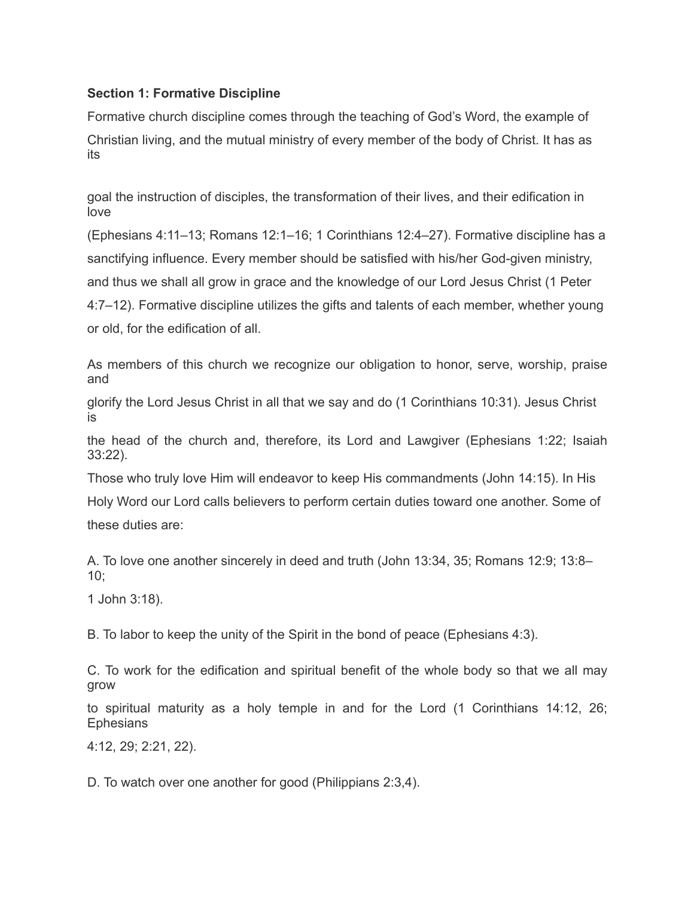**Section 1: Formative Discipline**

Formative church discipline comes through the teaching of God's Word, the example of Christian living, and the mutual ministry of every member of the body of Christ. It has as its goal the instruction of disciples, the transformation of their lives, and their edification in love (Ephesians 4:11–13; Romans 12:1–16; 1 Corinthians 12:4–27). Formative discipline has a sanctifying influence. Every member should be satisfied with his/her God-given ministry, and thus we shall all grow in grace and the knowledge of our Lord Jesus Christ (1 Peter 4:7–12). Formative discipline utilizes the gifts and talents of each member, whether young or old, for the edification of all.

As members of this church we recognize our obligation to honor, serve, worship, praise and glorify the Lord Jesus Christ in all that we say and do (1 Corinthians 10:31). Jesus Christ is the head of the church and, therefore, its Lord and Lawgiver (Ephesians 1:22; Isaiah 33:22). Those who truly love Him will endeavor to keep His commandments (John 14:15). In His Holy Word our Lord calls believers to perform certain duties toward one another. Some of these duties are:

A. To love one another sincerely in deed and truth (John 13:34, 35; Romans 12:9; 13:8–10; 1 John 3:18).

B. To labor to keep the unity of the Spirit in the bond of peace (Ephesians 4:3).

C. To work for the edification and spiritual benefit of the whole body so that we all may grow to spiritual maturity as a holy temple in and for the Lord (1 Corinthians 14:12, 26; Ephesians 4:12, 29; 2:21, 22).

D. To watch over one another for good (Philippians 2:3,4).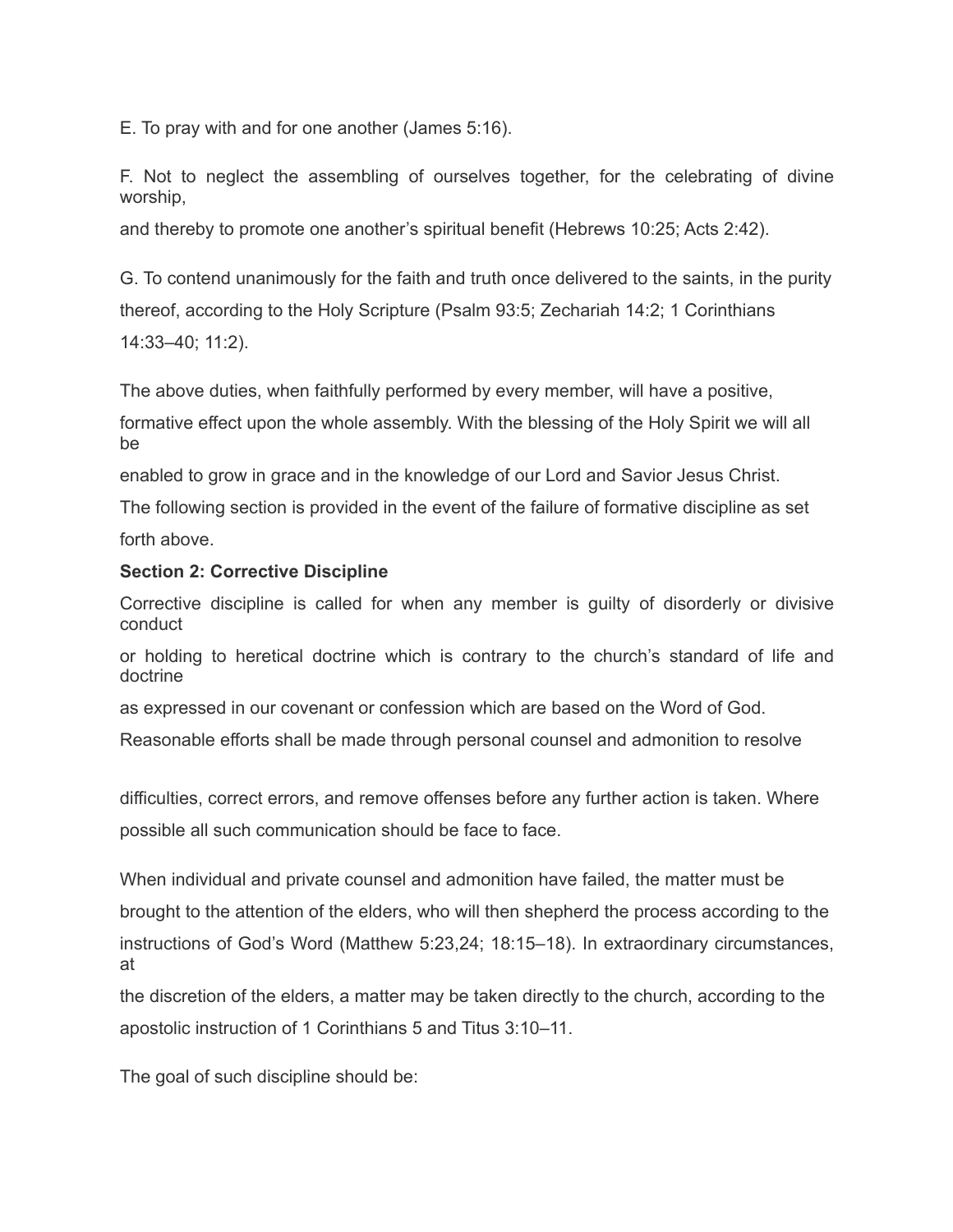E. To pray with and for one another (James 5:16).

F. Not to neglect the assembling of ourselves together, for the celebrating of divine worship, and thereby to promote one another's spiritual benefit (Hebrews 10:25; Acts 2:42).

G. To contend unanimously for the faith and truth once delivered to the saints, in the purity thereof, according to the Holy Scripture (Psalm 93:5; Zechariah 14:2; 1 Corinthians 14:33–40; 11:2).

The above duties, when faithfully performed by every member, will have a positive, formative effect upon the whole assembly. With the blessing of the Holy Spirit we will all be enabled to grow in grace and in the knowledge of our Lord and Savior Jesus Christ.

The following section is provided in the event of the failure of formative discipline as set forth above.

**Section 2: Corrective Discipline**

Corrective discipline is called for when any member is guilty of disorderly or divisive conduct or holding to heretical doctrine which is contrary to the church's standard of life and doctrine as expressed in our covenant or confession which are based on the Word of God.

Reasonable efforts shall be made through personal counsel and admonition to resolve difficulties, correct errors, and remove offenses before any further action is taken. Where possible all such communication should be face to face.

When individual and private counsel and admonition have failed, the matter must be brought to the attention of the elders, who will then shepherd the process according to the instructions of God's Word (Matthew 5:23,24; 18:15–18). In extraordinary circumstances, at the discretion of the elders, a matter may be taken directly to the church, according to the apostolic instruction of 1 Corinthians 5 and Titus 3:10–11.

The goal of such discipline should be: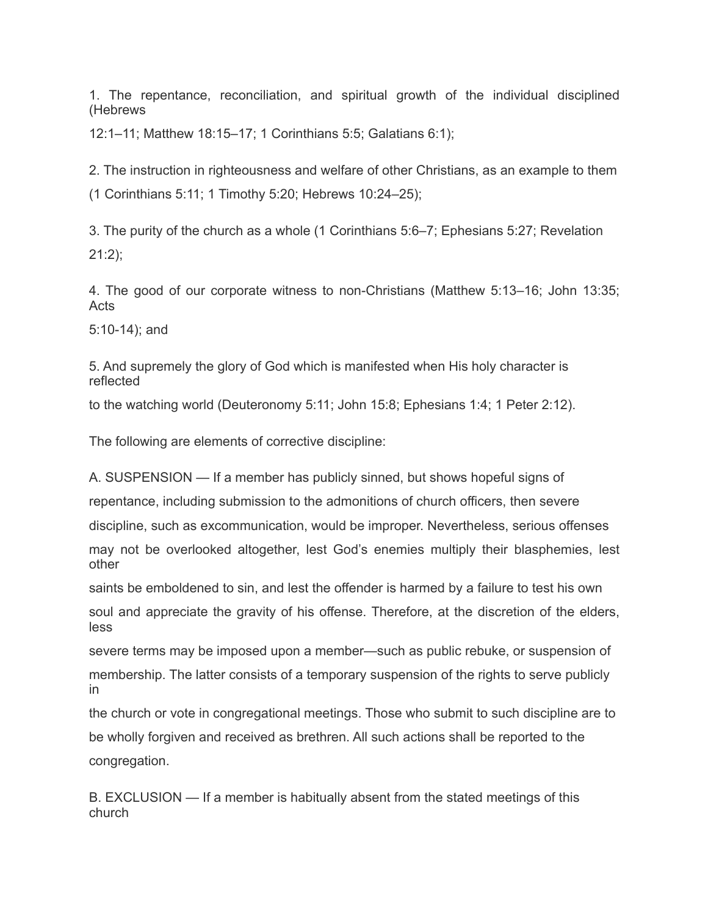1. The repentance, reconciliation, and spiritual growth of the individual disciplined (Hebrews 12:1–11; Matthew 18:15–17; 1 Corinthians 5:5; Galatians 6:1);

2. The instruction in righteousness and welfare of other Christians, as an example to them (1 Corinthians 5:11; 1 Timothy 5:20; Hebrews 10:24–25);

3. The purity of the church as a whole (1 Corinthians 5:6–7; Ephesians 5:27; Revelation 21:2);

4. The good of our corporate witness to non-Christians (Matthew 5:13–16; John 13:35; Acts 5:10-14); and

5. And supremely the glory of God which is manifested when His holy character is reflected to the watching world (Deuteronomy 5:11; John 15:8; Ephesians 1:4; 1 Peter 2:12).

The following are elements of corrective discipline:

A. SUSPENSION — If a member has publicly sinned, but shows hopeful signs of repentance, including submission to the admonitions of church officers, then severe discipline, such as excommunication, would be improper. Nevertheless, serious offenses may not be overlooked altogether, lest God's enemies multiply their blasphemies, lest other saints be emboldened to sin, and lest the offender is harmed by a failure to test his own soul and appreciate the gravity of his offense. Therefore, at the discretion of the elders, less severe terms may be imposed upon a member—such as public rebuke, or suspension of membership. The latter consists of a temporary suspension of the rights to serve publicly in the church or vote in congregational meetings. Those who submit to such discipline are to be wholly forgiven and received as brethren. All such actions shall be reported to the congregation.

B. EXCLUSION — If a member is habitually absent from the stated meetings of this church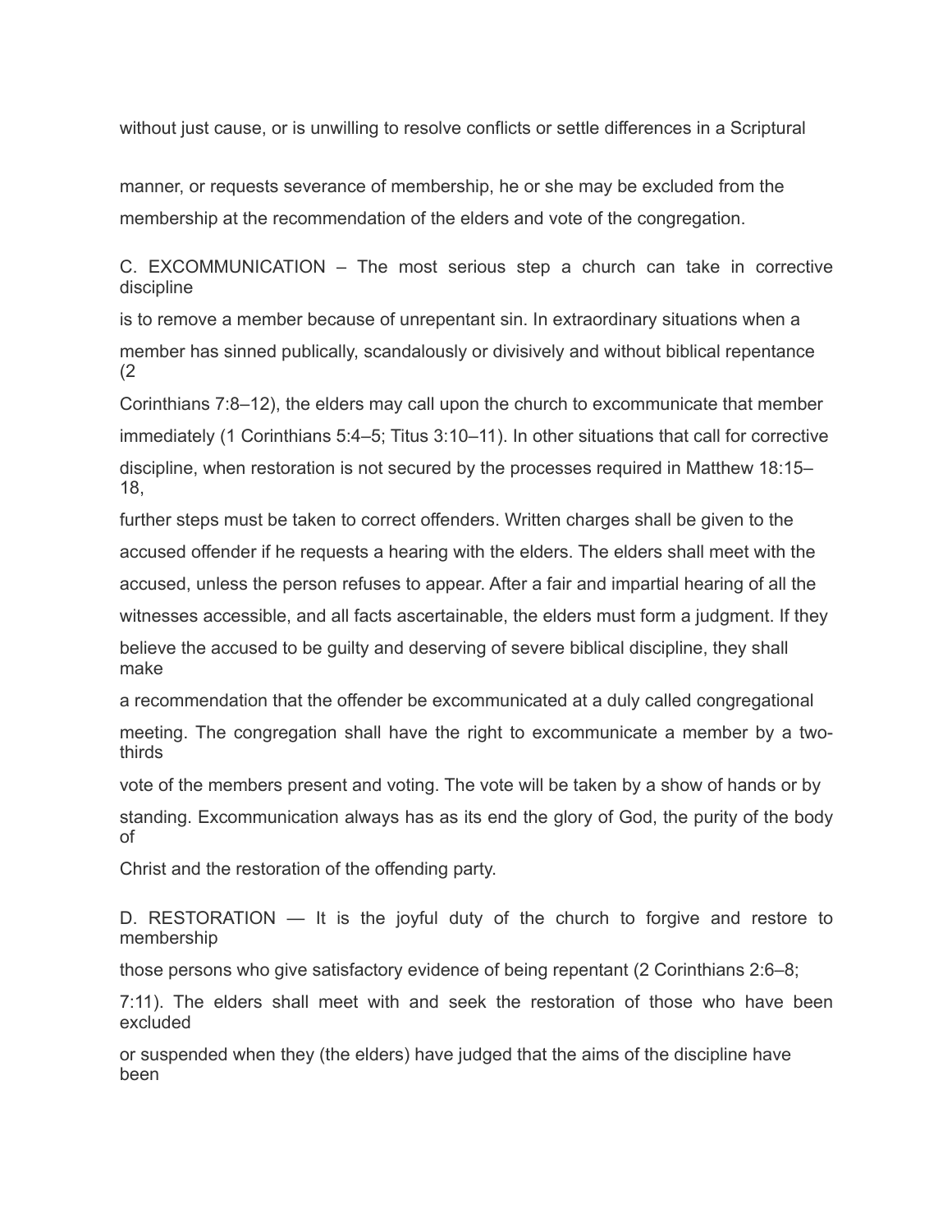without just cause, or is unwilling to resolve conflicts or settle differences in a Scriptural manner, or requests severance of membership, he or she may be excluded from the membership at the recommendation of the elders and vote of the congregation.

C. EXCOMMUNICATION – The most serious step a church can take in corrective discipline is to remove a member because of unrepentant sin. In extraordinary situations when a member has sinned publically, scandalously or divisively and without biblical repentance (2 Corinthians 7:8–12), the elders may call upon the church to excommunicate that member immediately (1 Corinthians 5:4–5; Titus 3:10–11). In other situations that call for corrective discipline, when restoration is not secured by the processes required in Matthew 18:15–18, further steps must be taken to correct offenders. Written charges shall be given to the accused offender if he requests a hearing with the elders. The elders shall meet with the accused, unless the person refuses to appear. After a fair and impartial hearing of all the witnesses accessible, and all facts ascertainable, the elders must form a judgment. If they believe the accused to be guilty and deserving of severe biblical discipline, they shall make a recommendation that the offender be excommunicated at a duly called congregational meeting. The congregation shall have the right to excommunicate a member by a two-thirds vote of the members present and voting. The vote will be taken by a show of hands or by standing. Excommunication always has as its end the glory of God, the purity of the body of Christ and the restoration of the offending party.

D. RESTORATION — It is the joyful duty of the church to forgive and restore to membership those persons who give satisfactory evidence of being repentant (2 Corinthians 2:6–8; 7:11). The elders shall meet with and seek the restoration of those who have been excluded or suspended when they (the elders) have judged that the aims of the discipline have been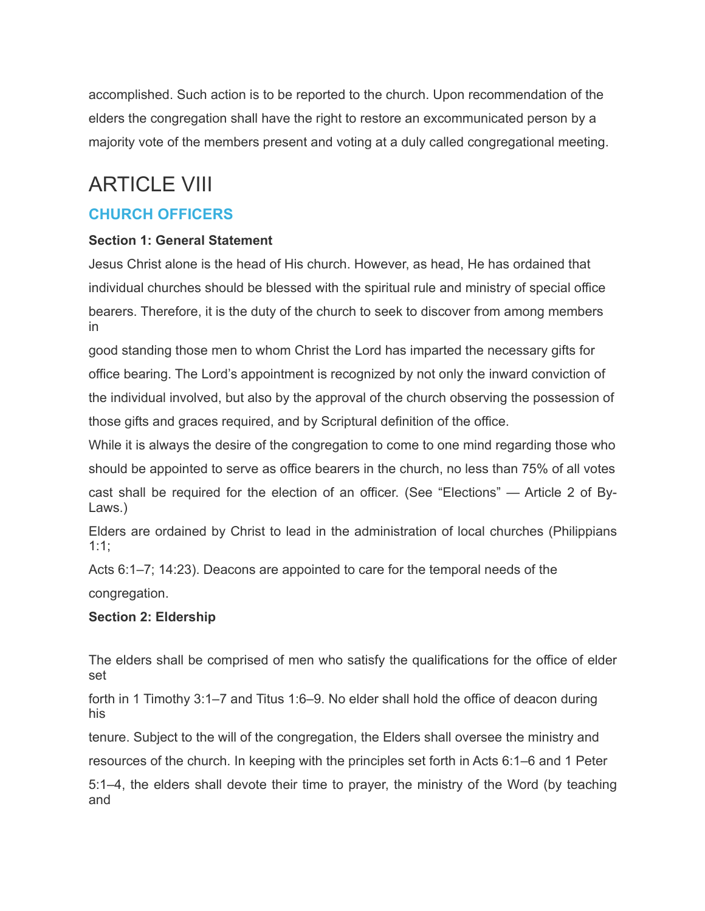accomplished. Such action is to be reported to the church. Upon recommendation of the elders the congregation shall have the right to restore an excommunicated person by a majority vote of the members present and voting at a duly called congregational meeting.

# ARTICLE VIII

## CHURCH OFFICERS

**Section 1: General Statement**

Jesus Christ alone is the head of His church. However, as head, He has ordained that individual churches should be blessed with the spiritual rule and ministry of special office bearers. Therefore, it is the duty of the church to seek to discover from among members in good standing those men to whom Christ the Lord has imparted the necessary gifts for office bearing. The Lord's appointment is recognized by not only the inward conviction of the individual involved, but also by the approval of the church observing the possession of those gifts and graces required, and by Scriptural definition of the office.

While it is always the desire of the congregation to come to one mind regarding those who should be appointed to serve as office bearers in the church, no less than 75% of all votes cast shall be required for the election of an officer. (See "Elections" — Article 2 of By-Laws.)

Elders are ordained by Christ to lead in the administration of local churches (Philippians 1:1; Acts 6:1–7; 14:23). Deacons are appointed to care for the temporal needs of the congregation.

**Section 2: Eldership**

The elders shall be comprised of men who satisfy the qualifications for the office of elder set forth in 1 Timothy 3:1–7 and Titus 1:6–9. No elder shall hold the office of deacon during his tenure. Subject to the will of the congregation, the Elders shall oversee the ministry and resources of the church. In keeping with the principles set forth in Acts 6:1–6 and 1 Peter 5:1–4, the elders shall devote their time to prayer, the ministry of the Word (by teaching and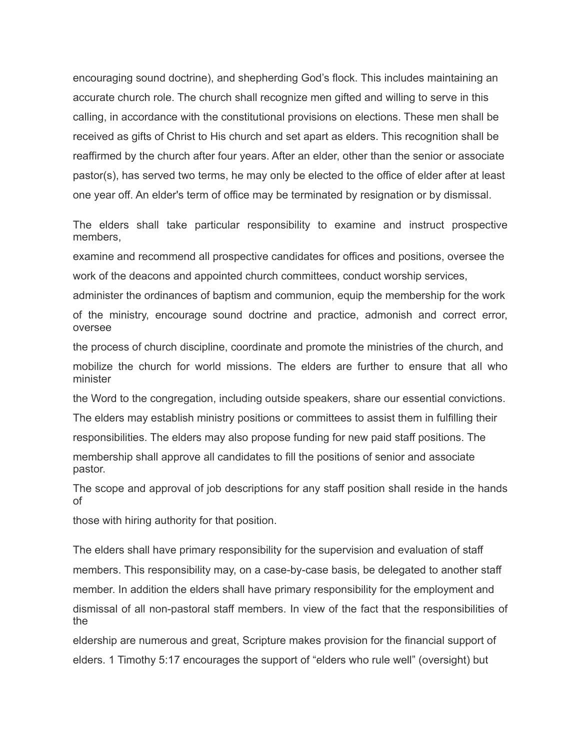encouraging sound doctrine), and shepherding God's flock. This includes maintaining an accurate church role. The church shall recognize men gifted and willing to serve in this calling, in accordance with the constitutional provisions on elections. These men shall be received as gifts of Christ to His church and set apart as elders. This recognition shall be reaffirmed by the church after four years. After an elder, other than the senior or associate pastor(s), has served two terms, he may only be elected to the office of elder after at least one year off. An elder's term of office may be terminated by resignation or by dismissal.

The elders shall take particular responsibility to examine and instruct prospective members, examine and recommend all prospective candidates for offices and positions, oversee the work of the deacons and appointed church committees, conduct worship services, administer the ordinances of baptism and communion, equip the membership for the work of the ministry, encourage sound doctrine and practice, admonish and correct error, oversee the process of church discipline, coordinate and promote the ministries of the church, and mobilize the church for world missions. The elders are further to ensure that all who minister the Word to the congregation, including outside speakers, share our essential convictions. The elders may establish ministry positions or committees to assist them in fulfilling their responsibilities. The elders may also propose funding for new paid staff positions. The membership shall approve all candidates to fill the positions of senior and associate pastor. The scope and approval of job descriptions for any staff position shall reside in the hands of those with hiring authority for that position.

The elders shall have primary responsibility for the supervision and evaluation of staff members. This responsibility may, on a case-by-case basis, be delegated to another staff member. In addition the elders shall have primary responsibility for the employment and dismissal of all non-pastoral staff members. In view of the fact that the responsibilities of the eldership are numerous and great, Scripture makes provision for the financial support of elders. 1 Timothy 5:17 encourages the support of "elders who rule well" (oversight) but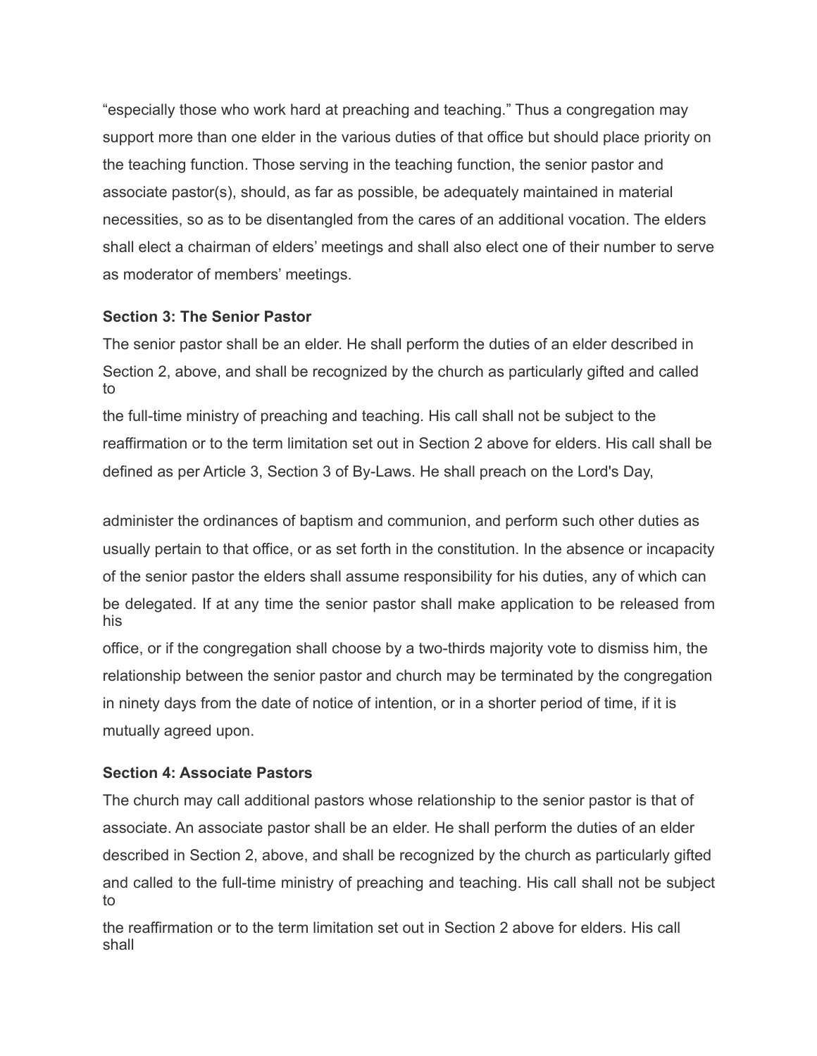"especially those who work hard at preaching and teaching." Thus a congregation may support more than one elder in the various duties of that office but should place priority on the teaching function. Those serving in the teaching function, the senior pastor and associate pastor(s), should, as far as possible, be adequately maintained in material necessities, so as to be disentangled from the cares of an additional vocation. The elders shall elect a chairman of elders' meetings and shall also elect one of their number to serve as moderator of members' meetings.

**Section 3: The Senior Pastor**

The senior pastor shall be an elder. He shall perform the duties of an elder described in Section 2, above, and shall be recognized by the church as particularly gifted and called to the full-time ministry of preaching and teaching. His call shall not be subject to the reaffirmation or to the term limitation set out in Section 2 above for elders. His call shall be defined as per Article 3, Section 3 of By-Laws. He shall preach on the Lord's Day, administer the ordinances of baptism and communion, and perform such other duties as usually pertain to that office, or as set forth in the constitution. In the absence or incapacity of the senior pastor the elders shall assume responsibility for his duties, any of which can be delegated. If at any time the senior pastor shall make application to be released from his office, or if the congregation shall choose by a two-thirds majority vote to dismiss him, the relationship between the senior pastor and church may be terminated by the congregation in ninety days from the date of notice of intention, or in a shorter period of time, if it is mutually agreed upon.

**Section 4: Associate Pastors**

The church may call additional pastors whose relationship to the senior pastor is that of associate. An associate pastor shall be an elder. He shall perform the duties of an elder described in Section 2, above, and shall be recognized by the church as particularly gifted and called to the full-time ministry of preaching and teaching. His call shall not be subject to the reaffirmation or to the term limitation set out in Section 2 above for elders. His call shall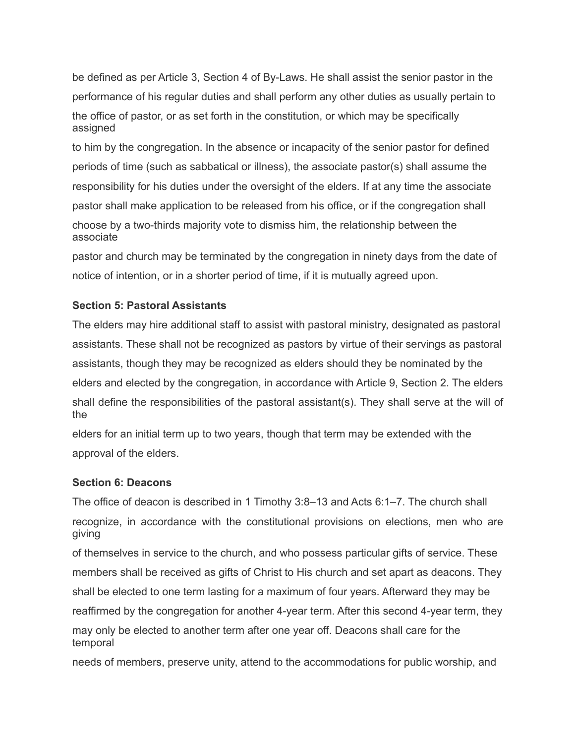be defined as per Article 3, Section 4 of By-Laws. He shall assist the senior pastor in the performance of his regular duties and shall perform any other duties as usually pertain to the office of pastor, or as set forth in the constitution, or which may be specifically assigned to him by the congregation. In the absence or incapacity of the senior pastor for defined periods of time (such as sabbatical or illness), the associate pastor(s) shall assume the responsibility for his duties under the oversight of the elders. If at any time the associate pastor shall make application to be released from his office, or if the congregation shall choose by a two-thirds majority vote to dismiss him, the relationship between the associate pastor and church may be terminated by the congregation in ninety days from the date of notice of intention, or in a shorter period of time, if it is mutually agreed upon.

### Section 5: Pastoral Assistants

The elders may hire additional staff to assist with pastoral ministry, designated as pastoral assistants. These shall not be recognized as pastors by virtue of their servings as pastoral assistants, though they may be recognized as elders should they be nominated by the elders and elected by the congregation, in accordance with Article 9, Section 2. The elders shall define the responsibilities of the pastoral assistant(s). They shall serve at the will of the elders for an initial term up to two years, though that term may be extended with the approval of the elders.

### Section 6: Deacons

The office of deacon is described in 1 Timothy 3:8–13 and Acts 6:1–7. The church shall recognize, in accordance with the constitutional provisions on elections, men who are giving of themselves in service to the church, and who possess particular gifts of service. These members shall be received as gifts of Christ to His church and set apart as deacons. They shall be elected to one term lasting for a maximum of four years. Afterward they may be reaffirmed by the congregation for another 4-year term. After this second 4-year term, they may only be elected to another term after one year off. Deacons shall care for the temporal needs of members, preserve unity, attend to the accommodations for public worship, and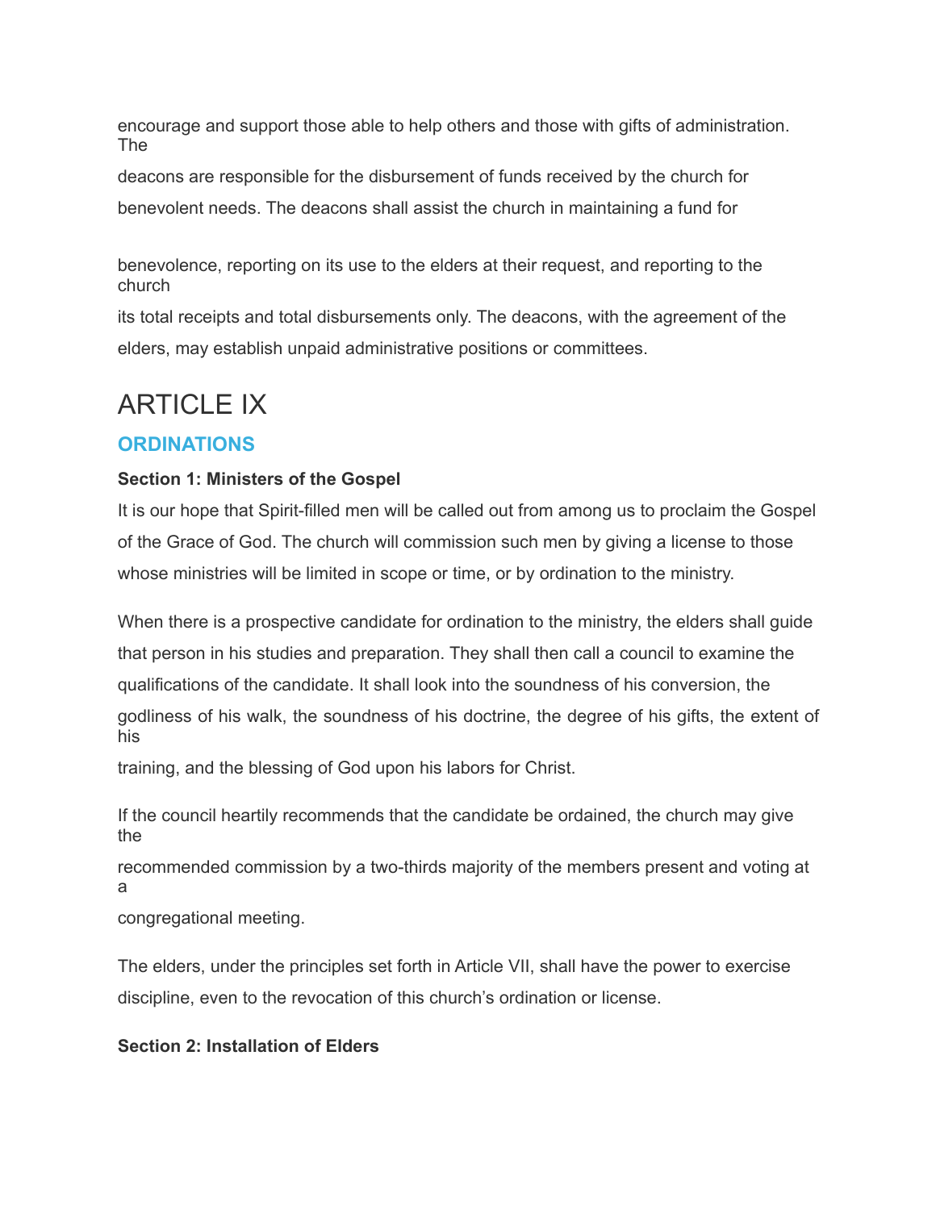encourage and support those able to help others and those with gifts of administration. The deacons are responsible for the disbursement of funds received by the church for benevolent needs. The deacons shall assist the church in maintaining a fund for benevolence, reporting on its use to the elders at their request, and reporting to the church its total receipts and total disbursements only. The deacons, with the agreement of the elders, may establish unpaid administrative positions or committees.

# ARTICLE IX

## ORDINATIONS

### Section 1: Ministers of the Gospel

It is our hope that Spirit-filled men will be called out from among us to proclaim the Gospel of the Grace of God. The church will commission such men by giving a license to those whose ministries will be limited in scope or time, or by ordination to the ministry.

When there is a prospective candidate for ordination to the ministry, the elders shall guide that person in his studies and preparation. They shall then call a council to examine the qualifications of the candidate. It shall look into the soundness of his conversion, the godliness of his walk, the soundness of his doctrine, the degree of his gifts, the extent of his training, and the blessing of God upon his labors for Christ.

If the council heartily recommends that the candidate be ordained, the church may give the recommended commission by a two-thirds majority of the members present and voting at a congregational meeting.

The elders, under the principles set forth in Article VII, shall have the power to exercise discipline, even to the revocation of this church's ordination or license.

### Section 2: Installation of Elders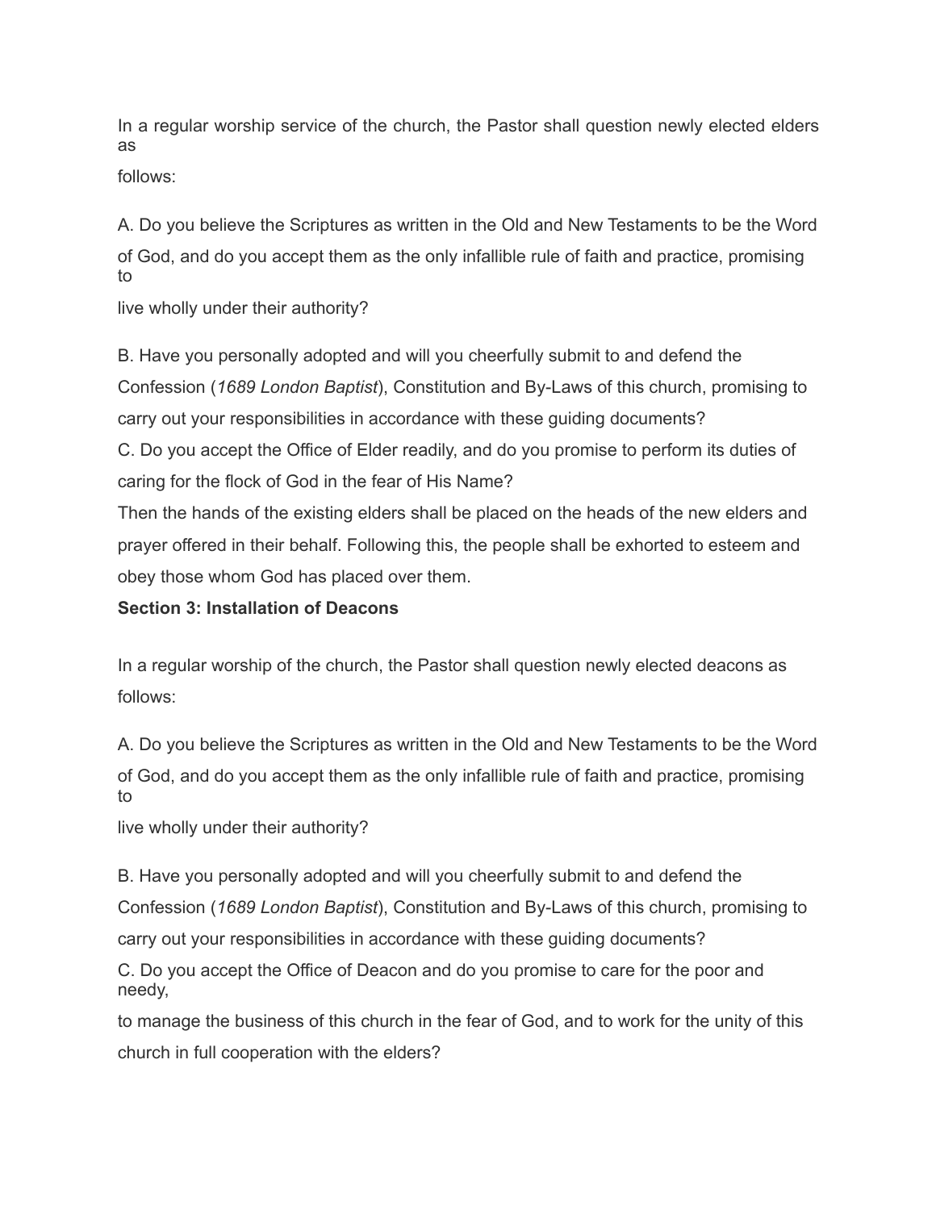In a regular worship service of the church, the Pastor shall question newly elected elders as follows:

A. Do you believe the Scriptures as written in the Old and New Testaments to be the Word of God, and do you accept them as the only infallible rule of faith and practice, promising to live wholly under their authority?

B. Have you personally adopted and will you cheerfully submit to and defend the Confession (*1689 London Baptist*), Constitution and By-Laws of this church, promising to carry out your responsibilities in accordance with these guiding documents?

C. Do you accept the Office of Elder readily, and do you promise to perform its duties of caring for the flock of God in the fear of His Name?

Then the hands of the existing elders shall be placed on the heads of the new elders and prayer offered in their behalf. Following this, the people shall be exhorted to esteem and obey those whom God has placed over them.

**Section 3: Installation of Deacons**

In a regular worship of the church, the Pastor shall question newly elected deacons as follows:

A. Do you believe the Scriptures as written in the Old and New Testaments to be the Word of God, and do you accept them as the only infallible rule of faith and practice, promising to live wholly under their authority?

B. Have you personally adopted and will you cheerfully submit to and defend the Confession (*1689 London Baptist*), Constitution and By-Laws of this church, promising to carry out your responsibilities in accordance with these guiding documents?

C. Do you accept the Office of Deacon and do you promise to care for the poor and needy, to manage the business of this church in the fear of God, and to work for the unity of this church in full cooperation with the elders?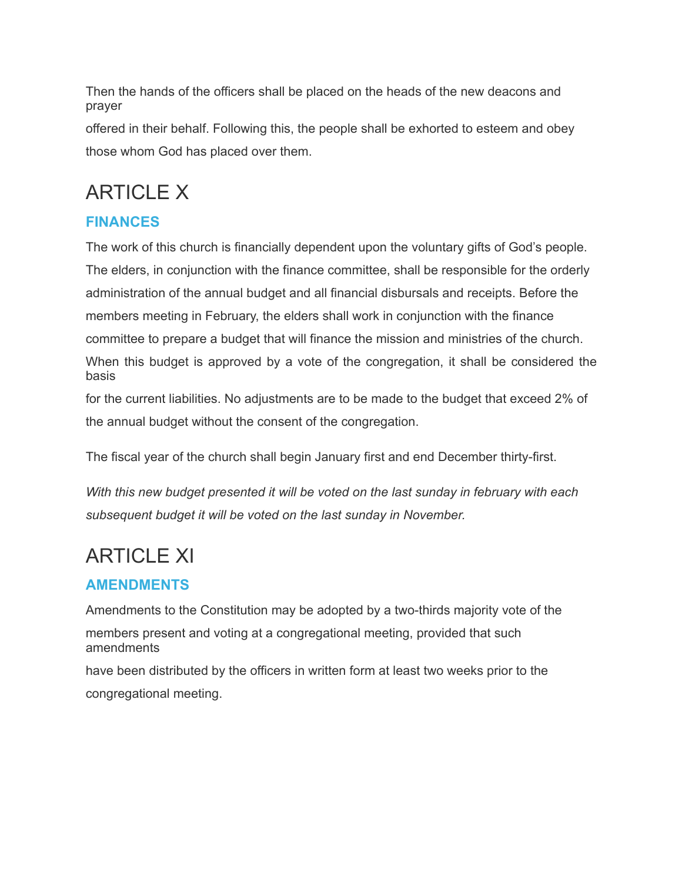Then the hands of the officers shall be placed on the heads of the new deacons and prayer offered in their behalf. Following this, the people shall be exhorted to esteem and obey those whom God has placed over them.

# ARTICLE X

### FINANCES

The work of this church is financially dependent upon the voluntary gifts of God's people. The elders, in conjunction with the finance committee, shall be responsible for the orderly administration of the annual budget and all financial disbursals and receipts. Before the members meeting in February, the elders shall work in conjunction with the finance committee to prepare a budget that will finance the mission and ministries of the church. When this budget is approved by a vote of the congregation, it shall be considered the basis for the current liabilities. No adjustments are to be made to the budget that exceed 2% of the annual budget without the consent of the congregation.

The fiscal year of the church shall begin January first and end December thirty-first.

*With this new budget presented it will be voted on the last sunday in february with each subsequent budget it will be voted on the last sunday in November.*

# ARTICLE XI

### AMENDMENTS

Amendments to the Constitution may be adopted by a two-thirds majority vote of the members present and voting at a congregational meeting, provided that such amendments have been distributed by the officers in written form at least two weeks prior to the congregational meeting.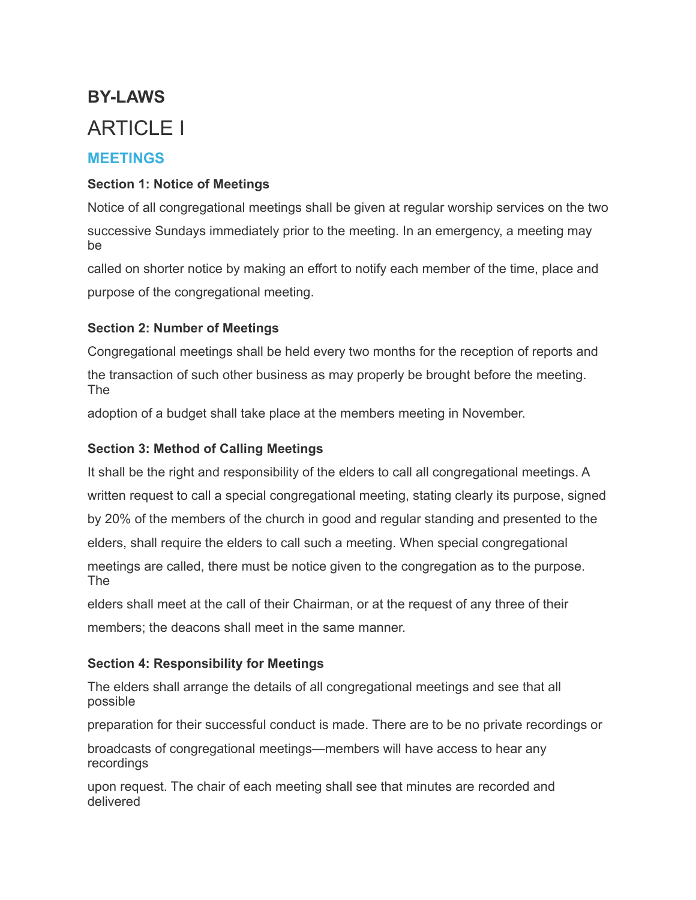# BY-LAWS

# ARTICLE I

## MEETINGS

**Section 1: Notice of Meetings**

Notice of all congregational meetings shall be given at regular worship services on the two successive Sundays immediately prior to the meeting. In an emergency, a meeting may be called on shorter notice by making an effort to notify each member of the time, place and purpose of the congregational meeting.

**Section 2: Number of Meetings**

Congregational meetings shall be held every two months for the reception of reports and the transaction of such other business as may properly be brought before the meeting. The adoption of a budget shall take place at the members meeting in November.

**Section 3: Method of Calling Meetings**

It shall be the right and responsibility of the elders to call all congregational meetings. A written request to call a special congregational meeting, stating clearly its purpose, signed by 20% of the members of the church in good and regular standing and presented to the elders, shall require the elders to call such a meeting. When special congregational meetings are called, there must be notice given to the congregation as to the purpose. The elders shall meet at the call of their Chairman, or at the request of any three of their members; the deacons shall meet in the same manner.

**Section 4: Responsibility for Meetings**

The elders shall arrange the details of all congregational meetings and see that all possible preparation for their successful conduct is made. There are to be no private recordings or broadcasts of congregational meetings—members will have access to hear any recordings upon request. The chair of each meeting shall see that minutes are recorded and delivered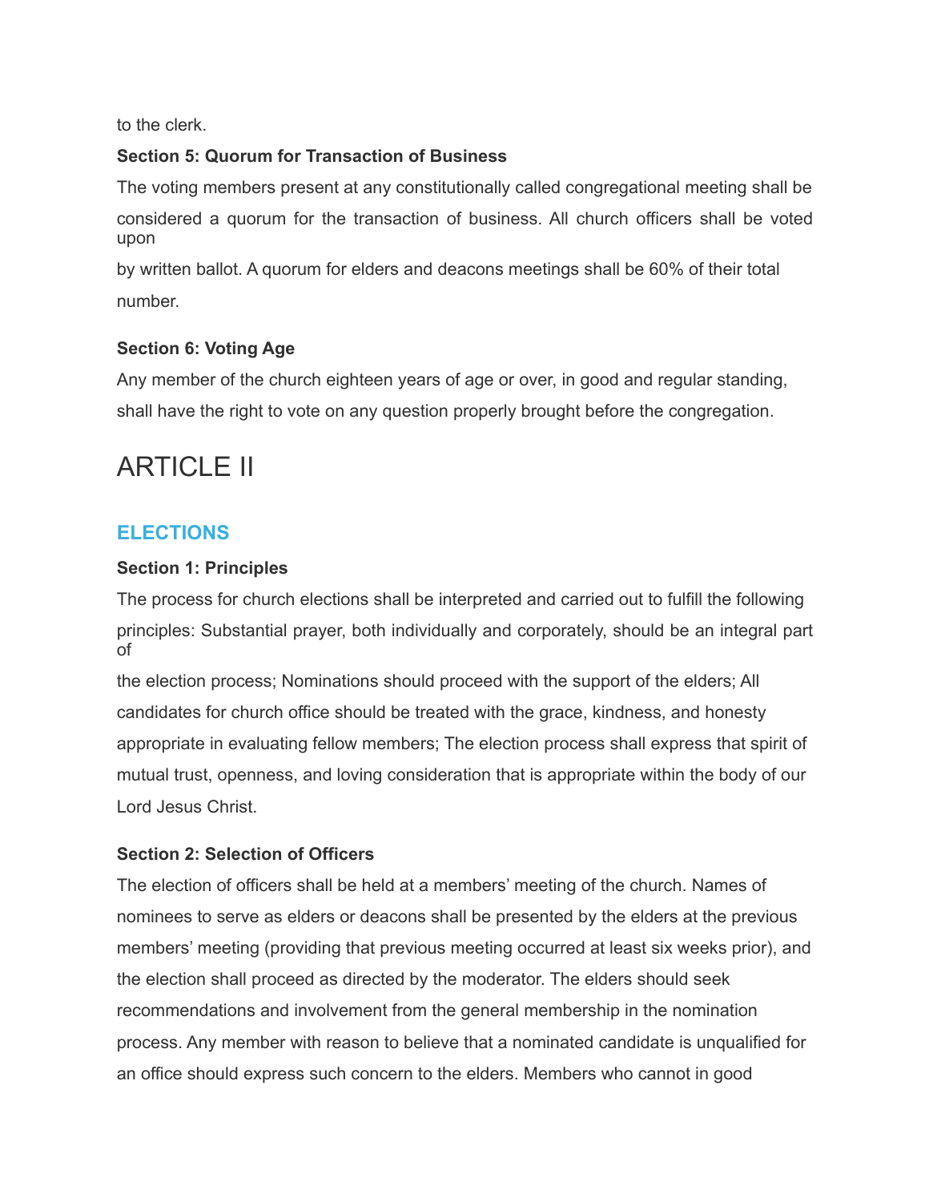to the clerk.

**Section 5: Quorum for Transaction of Business**

The voting members present at any constitutionally called congregational meeting shall be considered a quorum for the transaction of business. All church officers shall be voted upon by written ballot. A quorum for elders and deacons meetings shall be 60% of their total number.

**Section 6: Voting Age**

Any member of the church eighteen years of age or over, in good and regular standing, shall have the right to vote on any question properly brought before the congregation.

# ARTICLE II

## ELECTIONS

**Section 1: Principles**

The process for church elections shall be interpreted and carried out to fulfill the following principles: Substantial prayer, both individually and corporately, should be an integral part of the election process; Nominations should proceed with the support of the elders; All candidates for church office should be treated with the grace, kindness, and honesty appropriate in evaluating fellow members; The election process shall express that spirit of mutual trust, openness, and loving consideration that is appropriate within the body of our Lord Jesus Christ.

**Section 2: Selection of Officers**

The election of officers shall be held at a members' meeting of the church. Names of nominees to serve as elders or deacons shall be presented by the elders at the previous members' meeting (providing that previous meeting occurred at least six weeks prior), and the election shall proceed as directed by the moderator. The elders should seek recommendations and involvement from the general membership in the nomination process. Any member with reason to believe that a nominated candidate is unqualified for an office should express such concern to the elders. Members who cannot in good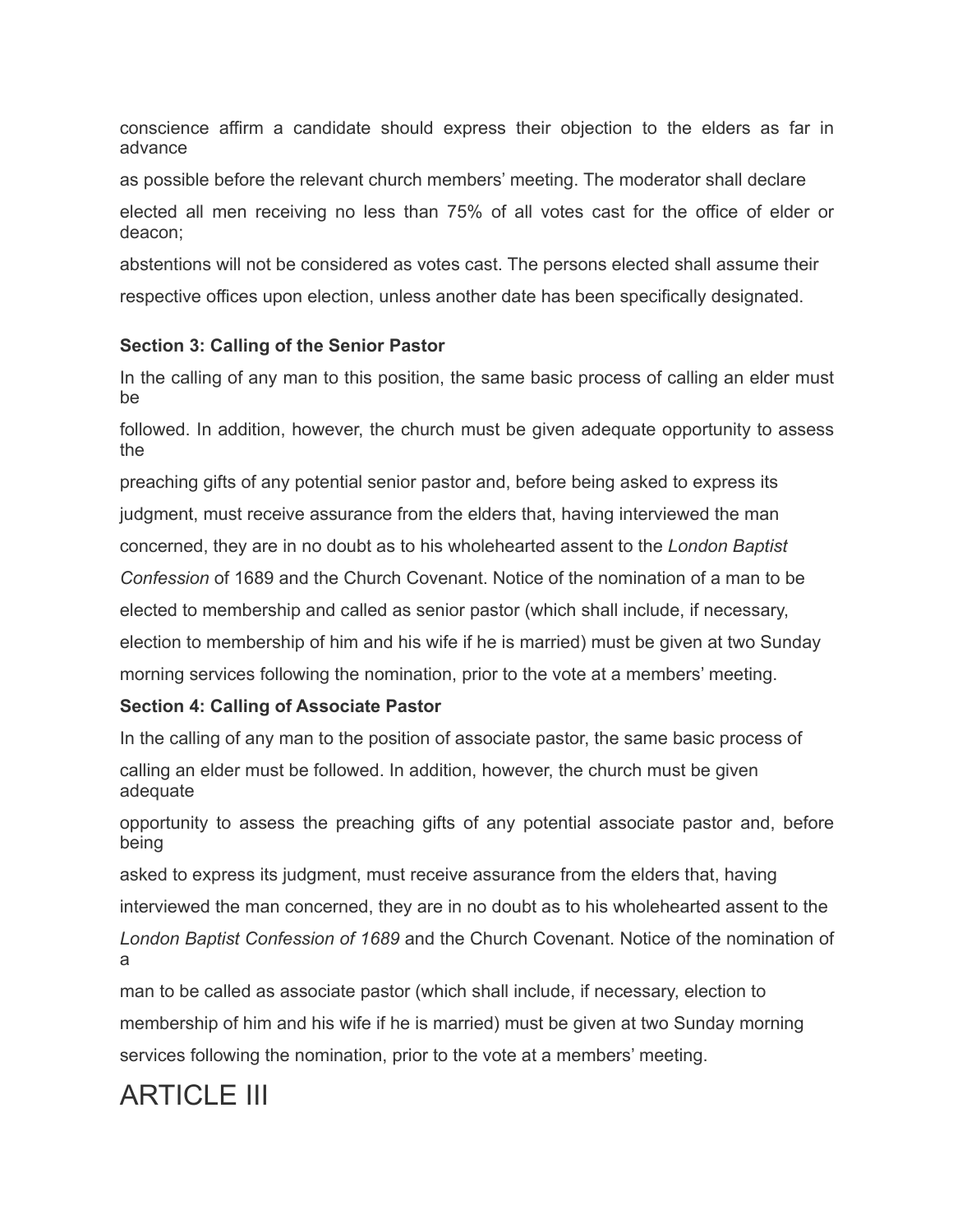conscience affirm a candidate should express their objection to the elders as far in advance as possible before the relevant church members' meeting. The moderator shall declare elected all men receiving no less than 75% of all votes cast for the office of elder or deacon; abstentions will not be considered as votes cast. The persons elected shall assume their respective offices upon election, unless another date has been specifically designated.

**Section 3: Calling of the Senior Pastor**

In the calling of any man to this position, the same basic process of calling an elder must be followed. In addition, however, the church must be given adequate opportunity to assess the preaching gifts of any potential senior pastor and, before being asked to express its judgment, must receive assurance from the elders that, having interviewed the man concerned, they are in no doubt as to his wholehearted assent to the *London Baptist Confession* of 1689 and the Church Covenant. Notice of the nomination of a man to be elected to membership and called as senior pastor (which shall include, if necessary, election to membership of him and his wife if he is married) must be given at two Sunday morning services following the nomination, prior to the vote at a members' meeting.

**Section 4: Calling of Associate Pastor**

In the calling of any man to the position of associate pastor, the same basic process of calling an elder must be followed. In addition, however, the church must be given adequate opportunity to assess the preaching gifts of any potential associate pastor and, before being asked to express its judgment, must receive assurance from the elders that, having interviewed the man concerned, they are in no doubt as to his wholehearted assent to the *London Baptist Confession of 1689* and the Church Covenant. Notice of the nomination of a man to be called as associate pastor (which shall include, if necessary, election to membership of him and his wife if he is married) must be given at two Sunday morning services following the nomination, prior to the vote at a members' meeting.

# ARTICLE III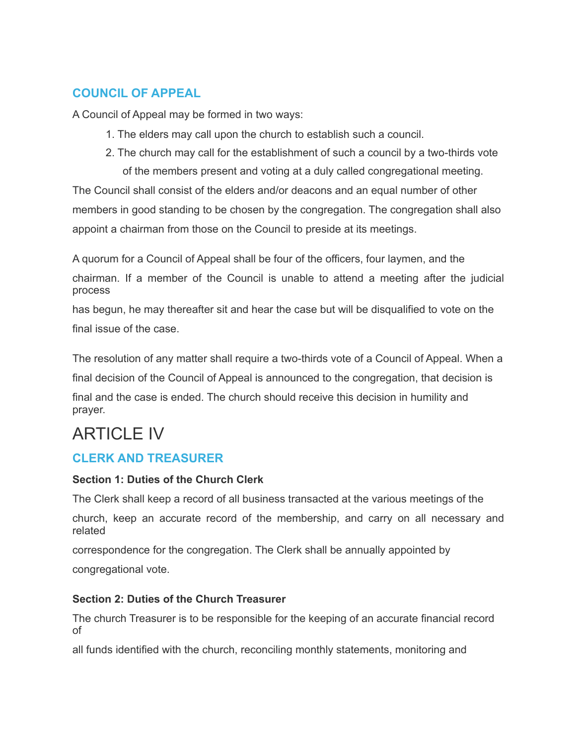### COUNCIL OF APPEAL

A Council of Appeal may be formed in two ways:

1. The elders may call upon the church to establish such a council.
2. The church may call for the establishment of such a council by a two-thirds vote of the members present and voting at a duly called congregational meeting.

The Council shall consist of the elders and/or deacons and an equal number of other members in good standing to be chosen by the congregation. The congregation shall also appoint a chairman from those on the Council to preside at its meetings.

A quorum for a Council of Appeal shall be four of the officers, four laymen, and the chairman. If a member of the Council is unable to attend a meeting after the judicial process has begun, he may thereafter sit and hear the case but will be disqualified to vote on the final issue of the case.

The resolution of any matter shall require a two-thirds vote of a Council of Appeal. When a final decision of the Council of Appeal is announced to the congregation, that decision is final and the case is ended. The church should receive this decision in humility and prayer.

# ARTICLE IV

### CLERK AND TREASURER

**Section 1: Duties of the Church Clerk**

The Clerk shall keep a record of all business transacted at the various meetings of the church, keep an accurate record of the membership, and carry on all necessary and related correspondence for the congregation. The Clerk shall be annually appointed by congregational vote.

**Section 2: Duties of the Church Treasurer**

The church Treasurer is to be responsible for the keeping of an accurate financial record of all funds identified with the church, reconciling monthly statements, monitoring and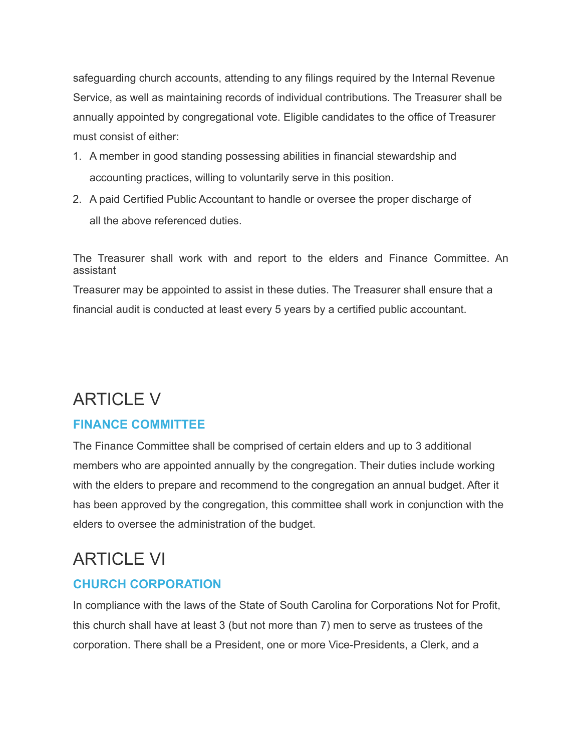safeguarding church accounts, attending to any filings required by the Internal Revenue Service, as well as maintaining records of individual contributions. The Treasurer shall be annually appointed by congregational vote. Eligible candidates to the office of Treasurer must consist of either:

1. A member in good standing possessing abilities in financial stewardship and accounting practices, willing to voluntarily serve in this position.
2. A paid Certified Public Accountant to handle or oversee the proper discharge of all the above referenced duties.

The Treasurer shall work with and report to the elders and Finance Committee. An assistant Treasurer may be appointed to assist in these duties. The Treasurer shall ensure that a financial audit is conducted at least every 5 years by a certified public accountant.

# ARTICLE V

## FINANCE COMMITTEE

The Finance Committee shall be comprised of certain elders and up to 3 additional members who are appointed annually by the congregation. Their duties include working with the elders to prepare and recommend to the congregation an annual budget. After it has been approved by the congregation, this committee shall work in conjunction with the elders to oversee the administration of the budget.

# ARTICLE VI

## CHURCH CORPORATION

In compliance with the laws of the State of South Carolina for Corporations Not for Profit, this church shall have at least 3 (but not more than 7) men to serve as trustees of the corporation. There shall be a President, one or more Vice-Presidents, a Clerk, and a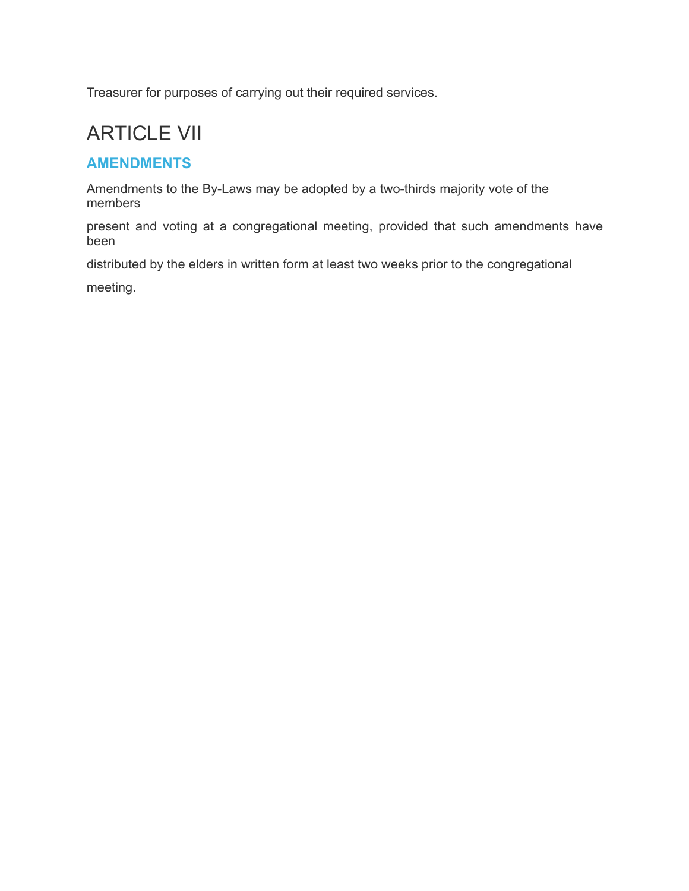Treasurer for purposes of carrying out their required services.

# ARTICLE VII

### AMENDMENTS

Amendments to the By-Laws may be adopted by a two-thirds majority vote of the members present and voting at a congregational meeting, provided that such amendments have been distributed by the elders in written form at least two weeks prior to the congregational meeting.